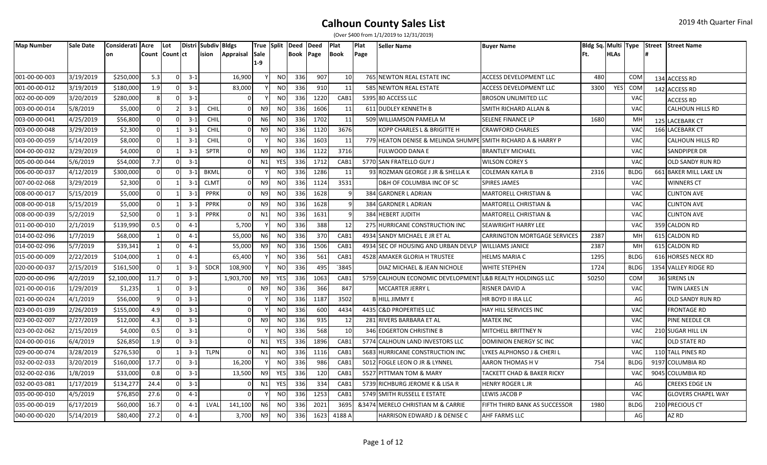# Calhoun County Sales List

2019 4th Quarter Final

(Over $400 from 1/1/2019 to 12/31/2019)

| Map Number | Sale Date | Consideration | Acre Count | Lot Count | District | Subdivision | Bldgs Appraisal | True Sale 1-9 | Split | Deed Book | Deed Page | Plat Book | Plat Page | Seller Name | Buyer Name | Bldg Sq. Ft. | Multi HLAs | Type | Street # | Street Name |
|---|---|---|---|---|---|---|---|---|---|---|---|---|---|---|---|---|---|---|---|---|
| 001-00-00-003 | 3/19/2019 | $250,000 | 5.3 | 0 | 3-1 | | 16,900 | Y | NO | 336 | 907 | 10 | 765 | NEWTON REAL ESTATE INC | ACCESS DEVELOPMENT LLC | 480 | | COM | 134 | ACCESS RD |
| 001-00-00-012 | 3/19/2019 | $180,000 | 1.9 | 0 | 3-1 | | 83,000 | Y | NO | 336 | 910 | 11 | 585 | NEWTON REAL ESTATE | ACCESS DEVELOPMENT LLC | 3300 | YES | COM | 142 | ACCESS RD |
| 002-00-00-009 | 3/20/2019 | $280,000 | 8 | 0 | 3-1 | | 0 | Y | NO | 336 | 1220 | CAB1 | 5395 | 80 ACCESS LLC | BROSON UNLIMITED LLC | | | VAC | | ACCESS RD |
| 003-00-00-014 | 5/8/2019 | $5,000 | 0 | 2 | 3-1 | CHIL | 0 | N9 | NO | 336 | 1606 | 11 | 611 | DUDLEY KENNETH B | SMITH RICHARD ALLAN & | | | VAC | | CALHOUN HILLS RD |
| 003-00-00-041 | 4/25/2019 | $56,800 | 0 | 1 | 3-1 | CHIL | 0 | N6 | NO | 336 | 1702 | 11 | 509 | WILLIAMSON PAMELA M | SELENE FINANCE LP | 1680 | | MH | 125 | LACEBARK CT |
| 003-00-00-048 | 3/29/2019 | $2,300 | 0 | 1 | 3-1 | CHIL | 0 | N9 | NO | 336 | 1120 | 3676 | | KOPP CHARLES L & BRIGITTE H | CRAWFORD CHARLES | | | VAC | 166 | LACEBARK CT |
| 003-00-00-059 | 5/14/2019 | $8,000 | 0 | 1 | 3-1 | CHIL | 0 | Y | NO | 336 | 1603 | 11 | 779 | HEATON DENISE & MELINDA SHUMPE | SMITH RICHARD A & HARRY P | | | VAC | | CALHOUN HILLS RD |
| 004-00-00-032 | 3/29/2019 | $4,000 | 0 | 1 | 3-1 | SPTR | 0 | N9 | NO | 336 | 1122 | 3716 | | FULWOOD DANA E | BRANTLEY MICHAEL | | | VAC | | SANDPIPER DR |
| 005-00-00-044 | 5/6/2019 | $54,000 | 7.7 | 0 | 3-1 | | 0 | N1 | YES | 336 | 1712 | CAB1 | 5770 | SAN FRATELLO GUY J | WILSON COREY S | | | VAC | | OLD SANDY RUN RD |
| 006-00-00-037 | 4/12/2019 | $300,000 | 0 | 0 | 3-1 | BKML | 0 | Y | NO | 336 | 1286 | 11 | 93 | ROZMAN GEORGE J JR & SHELLA K | COLEMAN KAYLA B | 2316 | | BLDG | 661 | BAKER MILL LAKE LN |
| 007-00-02-068 | 3/29/2019 | $2,300 | 0 | 1 | 3-1 | CLMT | 0 | N9 | NO | 336 | 1124 | 3531 | | D&H OF COLUMBIA INC OF SC | SPIRES JAMES | | | VAC | | WINNERS CT |
| 008-00-00-017 | 5/15/2019 | $5,000 | 0 | 1 | 3-1 | PPRK | 0 | N9 | NO | 336 | 1628 | 9 | 384 | GARDNER L ADRIAN | MARTORELL CHRISTIAN & | | | VAC | | CLINTON AVE |
| 008-00-00-018 | 5/15/2019 | $5,000 | 0 | 1 | 3-1 | PPRK | 0 | N9 | NO | 336 | 1628 | 9 | 384 | GARDNER L ADRIAN | MARTORELL CHRISTIAN & | | | VAC | | CLINTON AVE |
| 008-00-00-039 | 5/2/2019 | $2,500 | 0 | 1 | 3-1 | PPRK | 0 | N1 | NO | 336 | 1631 | 9 | 384 | HEBERT JUDITH | MARTORELL CHRISTIAN & | | | VAC | | CLINTON AVE |
| 011-00-00-010 | 2/1/2019 | $139,990 | 0.5 | 0 | 4-1 | | 5,700 | Y | NO | 336 | 388 | 12 | 275 | HURRICANE CONSTRUCTION INC | SEAWRIGHT HARRY LEE | | | VAC | 359 | CALDON RD |
| 014-00-02-096 | 1/7/2019 | $68,000 | 1 | 0 | 4-1 | | 55,000 | N6 | NO | 336 | 370 | CAB1 | 4934 | SANDY MICHAEL E JR ET AL | CARRINGTON MORTGAGE SERVICES | 2387 | | MH | 615 | CALDON RD |
| 014-00-02-096 | 5/7/2019 | $39,341 | 1 | 0 | 4-1 | | 55,000 | N9 | NO | 336 | 1506 | CAB1 | 4934 | SEC OF HOUSING AND URBAN DEVLP | WILLIAMS JANICE | 2387 | | MH | 615 | CALDON RD |
| 015-00-00-009 | 2/22/2019 | $104,000 | 1 | 0 | 4-1 | | 65,400 | Y | NO | 336 | 561 | CAB1 | 4528 | AMAKER GLORIA H TRUSTEE | HELMS MARIA C | 1295 | | BLDG | 616 | HORSES NECK RD |
| 020-00-00-037 | 2/15/2019 | $161,500 | 0 | 1 | 3-1 | SDCR | 108,900 | Y | NO | 336 | 495 | `3845 | | DIAZ MICHAEL & JEAN NICHOLE | WHITE STEPHEN | 1724 | | BLDG | 1354 | VALLEY RIDGE RD |
| 020-00-00-096 | 4/2/2019 | $2,100,000 | 11.7 | 0 | 3-1 | | 1,903,700 | N9 | YES | 336 | 1063 | CAB1 | 5759 | CALHOUN ECONOMIC DEVELOPMENT | L&B REALTY HOLDINGS LLC | 50250 | | COM | 36 | SIRENS LN |
| 021-00-00-016 | 1/29/2019 | $1,235 | 1 | 0 | 3-1 | | 0 | N9 | NO | 336 | 366 | 847 | | MCCARTER JERRY L | RISNER DAVID A | | | VAC | | TWIN LAKES LN |
| 021-00-00-024 | 4/1/2019 | $56,000 | 9 | 0 | 3-1 | | 0 | Y | NO | 336 | 1187 | 3502 | B | HILL JIMMY E | HR BOYD II IRA LLC | | | AG | | OLD SANDY RUN RD |
| 023-00-01-039 | 2/26/2019 | $155,000 | 4.9 | 0 | 3-1 | | 0 | Y | NO | 336 | 600 | 4434 | 4435 | C&D PROPERTIES LLC | HAY HILL SERVICES INC | | | VAC | | FRONTAGE RD |
| 023-00-02-007 | 2/27/2019 | $12,000 | 4.3 | 0 | 3-1 | | 0 | N9 | NO | 336 | 935 | 12 | 281 | RIVERS BARBARA ET AL | MATEK INC | | | VAC | | PINE NEEDLE CR |
| 023-00-02-052 | 2/15/2019 | $4,000 | 0.5 | 0 | 3-1 | | 0 | Y | NO | 336 | 568 | 10 | 346 | EDGERTON CHRISTINE B | MITCHELL BRITTNEY N | | | VAC | 210 | SUGAR HILL LN |
| 024-00-00-016 | 6/4/2019 | $26,850 | 1.9 | 0 | 3-1 | | 0 | N1 | YES | 336 | 1896 | CAB1 | 5774 | CALHOUN LAND INVESTORS LLC | DOMINION ENERGY SC INC | | | VAC | | OLD STATE RD |
| 029-00-00-074 | 3/28/2019 | $276,530 | 0 | 1 | 3-1 | TLPN | 0 | N1 | NO | 336 | 1116 | CAB1 | 5683 | HURRICANE CONSTRUCTION INC | LYKES ALPHONSO J & CHERI L | | | VAC | 110 | TALL PINES RD |
| 032-00-02-033 | 3/20/2019 | $160,000 | 17.7 | 0 | 3-1 | | 16,200 | Y | NO | 336 | 986 | CAB1 | 5012 | FOGLE LEON O JR & LYNNEL | AARON THOMAS H V | 754 | | BLDG | 9197 | COLUMBIA RD |
| 032-00-02-036 | 1/8/2019 | $33,000 | 0.8 | 0 | 3-1 | | 13,500 | N9 | YES | 336 | 120 | CAB1 | 5527 | PITTMAN TOM & MARY | TACKETT CHAD & BAKER RICKY | | | VAC | 9045 | COLUMBIA RD |
| 032-00-03-081 | 1/17/2019 | $134,277 | 24.4 | 0 | 3-1 | | 0 | N1 | YES | 336 | 334 | CAB1 | 5739 | RICHBURG JEROME K & LISA R | HENRY ROGER L JR | | | AG | | CREEKS EDGE LN |
| 035-00-00-010 | 4/5/2019 | $76,850 | 27.6 | 0 | 4-1 | | 0 | Y | NO | 336 | 1253 | CAB1 | 5749 | SMITH RUSSELL E ESTATE | LEWIS JACOB P | | | VAC | | GLOVERS CHAPEL WAY |
| 035-00-00-019 | 6/17/2019 | $60,000 | 16.7 | 0 | 4-1 | LVAL | 141,100 | N6 | NO | 336 | 2021 | 3695 | &3474 | MERELO CHRISTIAN M & CARRIE | FIFTH THIRD BANK AS SUCCESSOR | 1980 | | BLDG | 210 | PRECIOUS CT |
| 040-00-00-020 | 5/14/2019 | $80,400 | 27.2 | 0 | 4-1 | | 3,700 | N9 | NO | 336 | 1623 | 4188 A | | HARRISON EDWARD J & DENISE C | AHF FARMS LLC | | | AG | | AZ RD |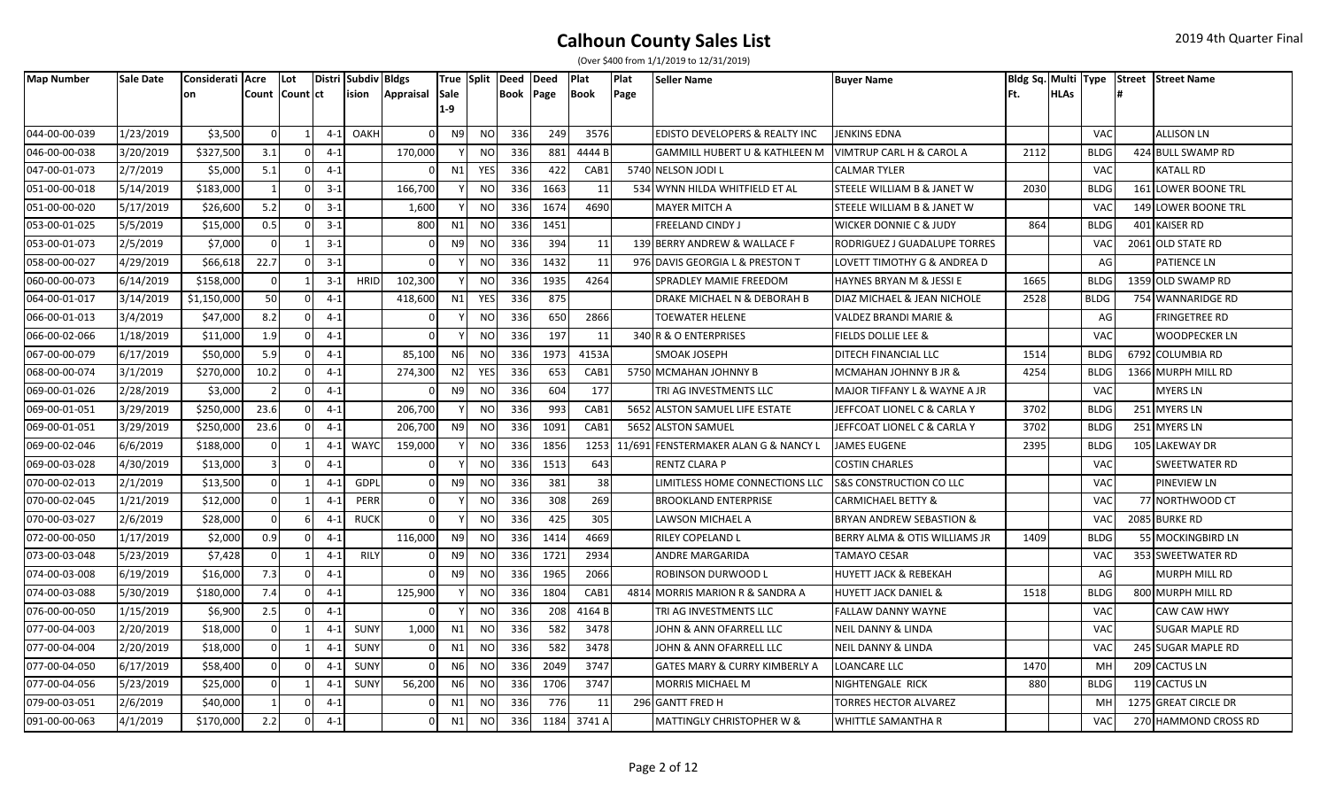# Calhoun County Sales List

2019 4th Quarter Final

(Over $400 from 1/1/2019 to 12/31/2019)

| Map Number | Sale Date | Consideration | Acre Count | Lot Count | District | Subdivision | Bldgs Appraisal | True Sale 1-9 | Split | Deed Book | Deed Page | Plat Book | Plat Page | Seller Name | Buyer Name | Bldg Sq. Ft. | Multi HLAs | Type | Street # | Street Name |
|---|---|---|---|---|---|---|---|---|---|---|---|---|---|---|---|---|---|---|---|---|
| 044-00-00-039 | 1/23/2019 | $3,500 | 0 | 1 | 4-1 | OAKH | 0 | N9 | NO | 336 | 249 | 3576 | | EDISTO DEVELOPERS & REALTY INC | JENKINS EDNA | | | VAC | | ALLISON LN |
| 046-00-00-038 | 3/20/2019 | $327,500 | 3.1 | 0 | 4-1 | | 170,000 | Y | NO | 336 | 881 | 4444 B | | GAMMILL HUBERT U & KATHLEEN M | VIMTRUP CARL H & CAROL A | 2112 | | BLDG | 424 | BULL SWAMP RD |
| 047-00-01-073 | 2/7/2019 | $5,000 | 5.1 | 0 | 4-1 | | 0 | N1 | YES | 336 | 422 | CAB1 | 5740 | NELSON JODI L | CALMAR TYLER | | | VAC | | KATALL RD |
| 051-00-00-018 | 5/14/2019 | $183,000 | 1 | 0 | 3-1 | | 166,700 | Y | NO | 336 | 1663 | 11 | 534 | WYNN HILDA WHITFIELD ET AL | STEELE WILLIAM B & JANET W | 2030 | | BLDG | 161 | LOWER BOONE TRL |
| 051-00-00-020 | 5/17/2019 | $26,600 | 5.2 | 0 | 3-1 | | 1,600 | Y | NO | 336 | 1674 | 4690 | | MAYER MITCH A | STEELE WILLIAM B & JANET W | | | VAC | 149 | LOWER BOONE TRL |
| 053-00-01-025 | 5/5/2019 | $15,000 | 0.5 | 0 | 3-1 | | 800 | N1 | NO | 336 | 1451 | | | FREELAND CINDY J | WICKER DONNIE C & JUDY | 864 | | BLDG | 401 | KAISER RD |
| 053-00-01-073 | 2/5/2019 | $7,000 | 0 | 1 | 3-1 | | 0 | N9 | NO | 336 | 394 | 11 | 139 | BERRY ANDREW & WALLACE F | RODRIGUEZ J GUADALUPE TORRES | | | VAC | 2061 | OLD STATE RD |
| 058-00-00-027 | 4/29/2019 | $66,618 | 22.7 | 0 | 3-1 | | 0 | Y | NO | 336 | 1432 | 11 | 976 | DAVIS GEORGIA L & PRESTON T | LOVETT TIMOTHY G & ANDREA D | | | AG | | PATIENCE LN |
| 060-00-00-073 | 6/14/2019 | $158,000 | 0 | 1 | 3-1 | HRID | 102,300 | Y | NO | 336 | 1935 | 4264 | | SPRADLEY MAMIE FREEDOM | HAYNES BRYAN M & JESSI E | 1665 | | BLDG | 1359 | OLD SWAMP RD |
| 064-00-01-017 | 3/14/2019 | $1,150,000 | 50 | 0 | 4-1 | | 418,600 | N1 | YES | 336 | 875 | | | DRAKE MICHAEL N & DEBORAH B | DIAZ MICHAEL & JEAN NICHOLE | 2528 | | BLDG | 754 | WANNARIDGE RD |
| 066-00-01-013 | 3/4/2019 | $47,000 | 8.2 | 0 | 4-1 | | 0 | Y | NO | 336 | 650 | 2866 | | TOEWATER HELENE | VALDEZ BRANDI MARIE & | | | AG | | FRINGETREE RD |
| 066-00-02-066 | 1/18/2019 | $11,000 | 1.9 | 0 | 4-1 | | 0 | Y | NO | 336 | 197 | 11 | 340 | R & O ENTERPRISES | FIELDS DOLLIE LEE & | | | VAC | | WOODPECKER LN |
| 067-00-00-079 | 6/17/2019 | $50,000 | 5.9 | 0 | 4-1 | | 85,100 | N6 | NO | 336 | 1973 | 4153A | | SMOAK JOSEPH | DITECH FINANCIAL LLC | 1514 | | BLDG | 6792 | COLUMBIA RD |
| 068-00-00-074 | 3/1/2019 | $270,000 | 10.2 | 0 | 4-1 | | 274,300 | N2 | YES | 336 | 653 | CAB1 | 5750 | MCMAHAN JOHNNY B | MCMAHAN JOHNNY B JR & | 4254 | | BLDG | 1366 | MURPH MILL RD |
| 069-00-01-026 | 2/28/2019 | $3,000 | 2 | 0 | 4-1 | | 0 | N9 | NO | 336 | 604 | 177 | | TRI AG INVESTMENTS LLC | MAJOR TIFFANY L & WAYNE A JR | | | VAC | | MYERS LN |
| 069-00-01-051 | 3/29/2019 | $250,000 | 23.6 | 0 | 4-1 | | 206,700 | Y | NO | 336 | 993 | CAB1 | 5652 | ALSTON SAMUEL LIFE ESTATE | JEFFCOAT LIONEL C & CARLA Y | 3702 | | BLDG | 251 | MYERS LN |
| 069-00-01-051 | 3/29/2019 | $250,000 | 23.6 | 0 | 4-1 | | 206,700 | N9 | NO | 336 | 1091 | CAB1 | 5652 | ALSTON SAMUEL | JEFFCOAT LIONEL C & CARLA Y | 3702 | | BLDG | 251 | MYERS LN |
| 069-00-02-046 | 6/6/2019 | $188,000 | 0 | 1 | 4-1 | WAYC | 159,000 | Y | NO | 336 | 1856 | 1253 | 11/691 | FENSTERMAKER ALAN G & NANCY L | JAMES EUGENE | 2395 | | BLDG | 105 | LAKEWAY DR |
| 069-00-03-028 | 4/30/2019 | $13,000 | 3 | 0 | 4-1 | | 0 | Y | NO | 336 | 1513 | 643 | | RENTZ CLARA P | COSTIN CHARLES | | | VAC | | SWEETWATER RD |
| 070-00-02-013 | 2/1/2019 | $13,500 | 0 | 1 | 4-1 | GDPL | 0 | N9 | NO | 336 | 381 | 38 | | LIMITLESS HOME CONNECTIONS LLC | S&S CONSTRUCTION CO LLC | | | VAC | | PINEVIEW LN |
| 070-00-02-045 | 1/21/2019 | $12,000 | 0 | 1 | 4-1 | PERR | 0 | Y | NO | 336 | 308 | 269 | | BROOKLAND ENTERPRISE | CARMICHAEL BETTY & | | | VAC | 77 | NORTHWOOD CT |
| 070-00-03-027 | 2/6/2019 | $28,000 | 0 | 6 | 4-1 | RUCK | 0 | Y | NO | 336 | 425 | 305 | | LAWSON MICHAEL A | BRYAN ANDREW SEBASTION & | | | VAC | 2085 | BURKE RD |
| 072-00-00-050 | 1/17/2019 | $2,000 | 0.9 | 0 | 4-1 | | 116,000 | N9 | NO | 336 | 1414 | 4669 | | RILEY COPELAND L | BERRY ALMA & OTIS WILLIAMS JR | 1409 | | BLDG | 55 | MOCKINGBIRD LN |
| 073-00-03-048 | 5/23/2019 | $7,428 | 0 | 1 | 4-1 | RILY | 0 | N9 | NO | 336 | 1721 | 2934 | | ANDRE MARGARIDA | TAMAYO CESAR | | | VAC | 353 | SWEETWATER RD |
| 074-00-03-008 | 6/19/2019 | $16,000 | 7.3 | 0 | 4-1 | | 0 | N9 | NO | 336 | 1965 | 2066 | | ROBINSON DURWOOD L | HUYETT JACK & REBEKAH | | | AG | | MURPH MILL RD |
| 074-00-03-088 | 5/30/2019 | $180,000 | 7.4 | 0 | 4-1 | | 125,900 | Y | NO | 336 | 1804 | CAB1 | 4814 | MORRIS MARION R & SANDRA A | HUYETT JACK DANIEL & | 1518 | | BLDG | 800 | MURPH MILL RD |
| 076-00-00-050 | 1/15/2019 | $6,900 | 2.5 | 0 | 4-1 | | 0 | Y | NO | 336 | 208 | 4164 B | | TRI AG INVESTMENTS LLC | FALLAW DANNY WAYNE | | | VAC | | CAW CAW HWY |
| 077-00-04-003 | 2/20/2019 | $18,000 | 0 | 1 | 4-1 | SUNY | 1,000 | N1 | NO | 336 | 582 | 3478 | | JOHN & ANN OFARRELL LLC | NEIL DANNY & LINDA | | | VAC | | SUGAR MAPLE RD |
| 077-00-04-004 | 2/20/2019 | $18,000 | 0 | 1 | 4-1 | SUNY | 0 | N1 | NO | 336 | 582 | 3478 | | JOHN & ANN OFARRELL LLC | NEIL DANNY & LINDA | | | VAC | 245 | SUGAR MAPLE RD |
| 077-00-04-050 | 6/17/2019 | $58,400 | 0 | 0 | 4-1 | SUNY | 0 | N6 | NO | 336 | 2049 | 3747 | | GATES MARY & CURRY KIMBERLY A | LOANCARE LLC | 1470 | | MH | 209 | CACTUS LN |
| 077-00-04-056 | 5/23/2019 | $25,000 | 0 | 1 | 4-1 | SUNY | 56,200 | N6 | NO | 336 | 1706 | 3747 | | MORRIS MICHAEL M | NIGHTENGALE RICK | 880 | | BLDG | 119 | CACTUS LN |
| 079-00-03-051 | 2/6/2019 | $40,000 | 1 | 0 | 4-1 | | 0 | N1 | NO | 336 | 776 | 11 | 296 | GANTT FRED H | TORRES HECTOR ALVAREZ | | | MH | 1275 | GREAT CIRCLE DR |
| 091-00-00-063 | 4/1/2019 | $170,000 | 2.2 | 0 | 4-1 | | 0 | N1 | NO | 336 | 1184 | 3741 A | | MATTINGLY CHRISTOPHER W & | WHITTLE SAMANTHA R | | | VAC | 270 | HAMMOND CROSS RD |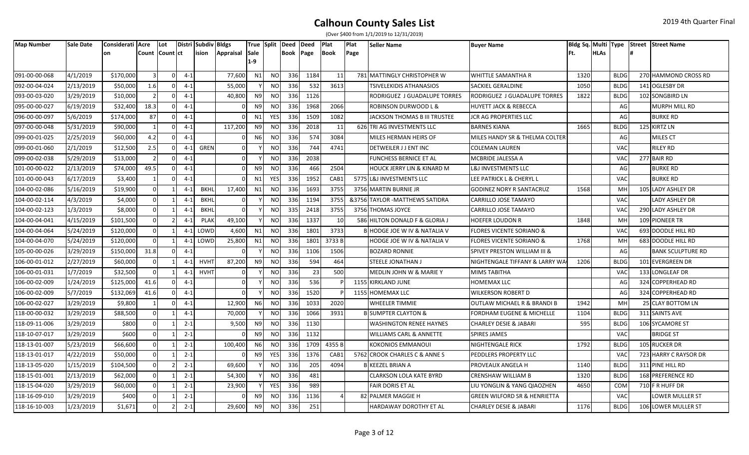# Calhoun County Sales List

2019 4th Quarter Final

(Over $400 from 1/1/2019 to 12/31/2019)

| Map Number | Sale Date | Consideration | Acre Count | Lot Count | District | Subdivision | Bldgs Appraisal | True Sale 1-9 | Split | Deed Book | Deed Page | Plat Book | Plat Page | Seller Name | Buyer Name | Bldg Sq. Ft. | Multi HLAs | Type | Street # | Street Name |
|---|---|---|---|---|---|---|---|---|---|---|---|---|---|---|---|---|---|---|---|---|
| 091-00-00-068 | 4/1/2019 | $170,000 | 3 | 0 | 4-1 | | 77,600 | N1 | NO | 336 | 1184 | 11 | 781 | MATTINGLY CHRISTOPHER W | WHITTLE SAMANTHA R | 1320 | | BLDG | 270 | HAMMOND CROSS RD |
| 092-00-04-024 | 2/13/2019 | $50,000 | 1.6 | 0 | 4-1 | | 55,000 | Y | NO | 336 | 532 | 3613 | | TSIVELEKIDIS ATHANASIOS | SACKIEL GERALDINE | 1050 | | BLDG | 141 | OGLESBY DR |
| 093-00-03-020 | 3/29/2019 | $10,000 | 2 | 0 | 4-1 | | 40,800 | N9 | NO | 336 | 1126 | | | RODRIGUEZ J GUADALUPE TORRES | RODRIGUEZ J GUADALUPE TORRES | 1822 | | BLDG | 102 | SONGBIRD LN |
| 095-00-00-027 | 6/19/2019 | $32,400 | 18.3 | 0 | 4-1 | | 0 | N9 | NO | 336 | 1968 | 2066 | | ROBINSON DURWOOD L & | HUYETT JACK & REBECCA | | | AG | | MURPH MILL RD |
| 096-00-00-097 | 5/6/2019 | $174,000 | 87 | 0 | 4-1 | | 0 | N1 | YES | 336 | 1509 | 1082 | | JACKSON THOMAS B III TRUSTEE | JCR AG PROPERTIES LLC | | | AG | | BURKE RD |
| 097-00-00-048 | 5/31/2019 | $90,000 | 1 | 0 | 4-1 | | 117,200 | N9 | NO | 336 | 2018 | 11 | 626 | TRI AG INVESTMENTS LLC | BARNES KIANA | 1665 | | BLDG | 125 | KIRTZ LN |
| 099-00-01-025 | 2/25/2019 | $60,000 | 4.2 | 0 | 4-1 | | 0 | N6 | NO | 336 | 574 | 3084 | | MILES HERMAN HEIRS OF | MILES HANDY SR & THELMA COLTER | | | AG | | MILES CT |
| 099-00-01-060 | 2/1/2019 | $12,500 | 2.5 | 0 | 4-1 | GREN | 0 | Y | NO | 336 | 744 | 4741 | | DETWEILER J J ENT INC | COLEMAN LAUREN | | | VAC | | RILEY RD |
| 099-00-02-038 | 5/29/2019 | $13,000 | 2 | 0 | 4-1 | | 0 | Y | NO | 336 | 2038 | | | FUNCHESS BERNICE ET AL | MCBRIDE JALESSA A | | | VAC | 277 | BAIR RD |
| 101-00-00-022 | 2/13/2019 | $74,000 | 49.5 | 0 | 4-1 | | 0 | N9 | NO | 336 | 466 | 2504 | | HOUCK JERRY LIN & KINARD M | L&J INVESTMENTS LLC | | | AG | | BURKE RD |
| 101-00-00-043 | 6/17/2019 | $3,400 | 1 | 0 | 4-1 | | 0 | N1 | YES | 336 | 1952 | CAB1 | 5775 | L&J INVESTMENTS LLC | LEE PATRICK L & CHERYL L | | | VAC | | BURKE RD |
| 104-00-02-086 | 5/16/2019 | $19,900 | 0 | 1 | 4-1 | BKHL | 17,400 | N1 | NO | 336 | 1693 | 3755 | 3756 | MARTIN BURNIE JR | GODINEZ NORY R SANTACRUZ | 1568 | | MH | 105 | LADY ASHLEY DR |
| 104-00-02-114 | 4/3/2019 | $4,000 | 0 | 1 | 4-1 | BKHL | 0 | Y | NO | 336 | 1194 | 3755 | &3756 | TAYLOR -MATTHEWS SATIDRA | CARRILLO JOSE TAMAYO | | | VAC | | LADY ASHLEY DR |
| 104-00-02-123 | 1/3/2019 | $8,000 | 0 | 1 | 4-1 | BKHL | 0 | Y | NO | 335 | 2418 | 3755 | 3756 | THOMAS JOYCE | CARRILLO JOSE TAMAYO | | | VAC | 290 | LADY ASHLEY DR |
| 104-00-04-041 | 4/15/2019 | $101,500 | 0 | 2 | 4-1 | PLAK | 49,100 | Y | NO | 336 | 1337 | 10 | 586 | HILTON DONALD F & GLORIA J | HOEFER LOUDON R | 1848 | | MH | 109 | PIONEER TR |
| 104-00-04-064 | 5/24/2019 | $120,000 | 0 | 1 | 4-1 | LOWD | 4,600 | N1 | NO | 336 | 1801 | 3733 | B | HODGE JOE W IV & NATALIA V | FLORES VICENTE SORIANO & | | | VAC | 693 | DOODLE HILL RD |
| 104-00-04-070 | 5/24/2019 | $120,000 | 0 | 1 | 4-1 | LOWD | 25,800 | N1 | NO | 336 | 1801 | 3733 B | | HODGE JOE W IV & NATALIA V | FLORES VICENTE SORIANO & | 1768 | | MH | 683 | DOODLE HILL RD |
| 105-00-00-026 | 3/29/2019 | $150,000 | 31.8 | 0 | 4-1 | | 0 | Y | NO | 336 | 1106 | 1506 | | BOZARD RONNIE | SPIVEY PRESTON WILLIAM III & | | | AG | | BANK SCULPTURE RD |
| 106-00-01-012 | 2/27/2019 | $60,000 | 0 | 1 | 4-1 | HVHT | 87,200 | N9 | NO | 336 | 594 | 464 | | STEELE JONATHAN J | NIGHTENGALE TIFFANY & LARRY WA | 1206 | | BLDG | 101 | EVERGREEN DR |
| 106-00-01-031 | 1/7/2019 | $32,500 | 0 | 1 | 4-1 | HVHT | 0 | Y | NO | 336 | 23 | 500 | | MEDLIN JOHN W & MARIE Y | MIMS TABITHA | | | VAC | 133 | LONGLEAF DR |
| 106-00-02-009 | 1/24/2019 | $125,000 | 41.6 | 0 | 4-1 | | 0 | Y | NO | 336 | 536 | P | 1155 | KIRKLAND JUNE | HOMEMAX LLC | | | AG | 324 | COPPERHEAD RD |
| 106-00-02-009 | 5/7/2019 | $132,069 | 41.6 | 0 | 4-1 | | 0 | Y | NO | 336 | 1520 | P | 1155 | HOMEMAX LLC | WILKERSON ROBERT D | | | AG | 324 | COPPERHEAD RD |
| 106-00-02-027 | 3/29/2019 | $9,800 | 1 | 0 | 4-1 | | 12,900 | N6 | NO | 336 | 1033 | 2020 | | WHEELER TIMMIE | OUTLAW MICHAEL R & BRANDI B | 1942 | | MH | 25 | CLAY BOTTOM LN |
| 118-00-00-032 | 3/29/2019 | $88,500 | 0 | 1 | 4-1 | | 70,000 | Y | NO | 336 | 1066 | 3931 | B | SUMPTER CLAYTON & | FORDHAM EUGENE & MICHELLE | 1104 | | BLDG | 311 | SAINTS AVE |
| 118-09-11-006 | 3/29/2019 | $800 | 0 | 1 | 2-1 | | 9,500 | N9 | NO | 336 | 1130 | | | WASHINGTON RENEE HAYNES | CHARLEY DESIE & JABARI | 595 | | BLDG | 106 | SYCAMORE ST |
| 118-10-07-017 | 3/29/2019 | $600 | 0 | 1 | 2-1 | | 0 | N9 | NO | 336 | 1132 | | | WILLIAMS CARL & ANNETTE | SPIRES JAMES | | | VAC | | BRIDGE ST |
| 118-13-01-007 | 5/23/2019 | $66,600 | 0 | 1 | 2-1 | | 100,400 | N6 | NO | 336 | 1709 | 4355 B | | KOKONIOS EMMANOUI | NIGHTENGALE RICK | 1792 | | BLDG | 105 | RUCKER DR |
| 118-13-01-017 | 4/22/2019 | $50,000 | 0 | 1 | 2-1 | | 0 | N9 | YES | 336 | 1376 | CAB1 | 5762 | CROOK CHARLES C & ANNE S | PEDDLERS PROPERTY LLC | | | VAC | 723 | HARRY C RAYSOR DR |
| 118-13-05-020 | 1/15/2019 | $104,500 | 0 | 2 | 2-1 | | 69,600 | Y | NO | 336 | 205 | 4094 | B | KEEZEL BRIAN A | PROVEAUX ANGELA H | 1140 | | BLDG | 311 | PINE HILL RD |
| 118-15-01-001 | 2/13/2019 | $62,000 | 0 | 1 | 2-1 | | 54,300 | Y | NO | 336 | 481 | | | CLARKSON LOLA KATE BYRD | CRENSHAW WILLIAM B | 1320 | | BLDG | 168 | PREFERENCE RD |
| 118-15-04-020 | 3/29/2019 | $60,000 | 0 | 1 | 2-1 | | 23,900 | Y | YES | 336 | 989 | | | FAIR DORIS ET AL | LIU YONGLIN & YANG QIAOZHEN | 4650 | | COM | 710 | F R HUFF DR |
| 118-16-09-010 | 3/29/2019 | $400 | 0 | 1 | 2-1 | | 0 | N9 | NO | 336 | 1136 | 4 | 82 | PALMER MAGGIE H | GREEN WILFORD SR & HENRIETTA | | | VAC | | LOWER MULLER ST |
| 118-16-10-003 | 1/23/2019 | $1,671 | 0 | 2 | 2-1 | | 29,600 | N9 | NO | 336 | 251 | | | HARDAWAY DOROTHY ET AL | CHARLEY DESIE & JABARI | 1176 | | BLDG | 106 | LOWER MULLER ST |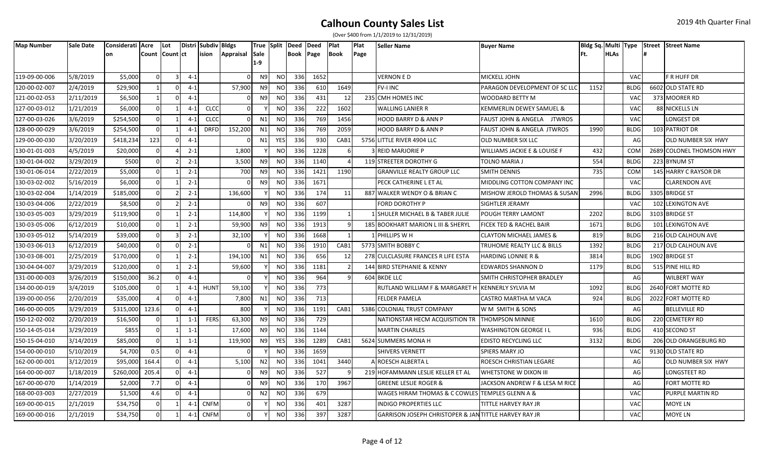# Calhoun County Sales List

2019 4th Quarter Final

(Over $400 from 1/1/2019 to 12/31/2019)

| Map Number | Sale Date | Consideration | Acre Count | Lot Count | District | Subdivision | Bldgs Appraisal | True Sale 1-9 | Split | Deed Book | Deed Page | Plat Book | Plat Page | Seller Name | Buyer Name | Bldg Sq. Ft. | Multi HLAs | Type | Street # | Street Name |
|---|---|---|---|---|---|---|---|---|---|---|---|---|---|---|---|---|---|---|---|---|
| 119-09-00-006 | 5/8/2019 | $5,000 | 0 | 3 | 4-1 | | 0 | N9 | NO | 336 | 1652 | | | VERNON E D | MICKELL JOHN | | | VAC | | F R HUFF DR |
| 120-00-02-007 | 2/4/2019 | $29,900 | 1 | 0 | 4-1 | | 57,900 | N9 | NO | 336 | 610 | 1649 | | FV-I INC | PARAGON DEVELOPMENT OF SC LLC | 1152 | | BLDG | 6602 | OLD STATE RD |
| 121-00-02-053 | 2/11/2019 | $6,500 | 1 | 0 | 4-1 | | 0 | N9 | NO | 336 | 431 | 12 | 235 | CMH HOMES INC | WOODARD BETTY M | | | VAC | 373 | MOORER RD |
| 127-00-03-012 | 1/21/2019 | $6,000 | 0 | 1 | 4-1 | CLCC | 0 | Y | NO | 336 | 222 | 1602 | | WALLING LANIER R | KEMMERLIN DEWEY SAMUEL & | | | VAC | 88 | NICKELLS LN |
| 127-00-03-026 | 3/6/2019 | $254,500 | 0 | 1 | 4-1 | CLCC | 0 | N1 | NO | 336 | 769 | 1456 | | HOOD BARRY D & ANN P | FAUST JOHN & ANGELA JTWROS | | | VAC | | LONGEST DR |
| 128-00-00-029 | 3/6/2019 | $254,500 | 0 | 1 | 4-1 | DRFD | 152,200 | N1 | NO | 336 | 769 | 2059 | | HOOD BARRY D & ANN P | FAUST JOHN & ANGELA JTWROS | 1990 | | BLDG | 103 | PATRIOT DR |
| 129-00-00-030 | 3/20/2019 | $418,234 | 123 | 0 | 4-1 | | 0 | N1 | YES | 336 | 930 | CAB1 | 5756 | LITTLE RIVER 4904 LLC | OLD NUMBER SIX LLC | | | AG | | OLD NUMBER SIX HWY |
| 130-01-01-003 | 4/5/2019 | $20,000 | 0 | 4 | 2-1 | | 1,800 | Y | NO | 336 | 1228 | 6 | 3 | REID MARJORIE P | WILLIAMS JACKIE E & LOUISE F | 432 | | COM | 2689 | COLONEL THOMSON HWY |
| 130-01-04-002 | 3/29/2019 | $500 | 0 | 2 | 2-1 | | 3,500 | N9 | NO | 336 | 1140 | 4 | 119 | STREETER DOROTHY G | TOLNO MARIA J | 554 | | BLDG | 223 | BYNUM ST |
| 130-01-06-014 | 2/22/2019 | $5,000 | 0 | 1 | 2-1 | | 700 | N9 | NO | 336 | 1421 | 1190 | | GRANVILLE REALTY GROUP LLC | SMITH DENNIS | 735 | | COM | 145 | HARRY C RAYSOR DR |
| 130-03-02-002 | 5/16/2019 | $6,000 | 0 | 1 | 2-1 | | 0 | N9 | NO | 336 | 1671 | | | PECK CATHERINE L ET AL | MIDDLING COTTON COMPANY INC | | | VAC | | CLARENDON AVE |
| 130-03-02-004 | 1/14/2019 | $185,000 | 0 | 2 | 2-1 | | 136,600 | Y | NO | 336 | 174 | 11 | 887 | WALKER WENDY O & BRIAN C | MISHOW JEROLD THOMAS & SUSAN | 2996 | | BLDG | 3305 | BRIDGE ST |
| 130-03-04-006 | 2/22/2019 | $8,500 | 0 | 2 | 2-1 | | 0 | N9 | NO | 336 | 607 | | | FORD DOROTHY P | SIGHTLER JERAMY | | | VAC | 102 | LEXINGTON AVE |
| 130-03-05-003 | 3/29/2019 | $119,900 | 0 | 1 | 2-1 | | 114,800 | Y | NO | 336 | 1199 | 1 | 1 | SHULER MICHAEL B & TABER JULIE | POUGH TERRY LAMONT | 2202 | | BLDG | 3103 | BRIDGE ST |
| 130-03-05-006 | 6/12/2019 | $10,000 | 0 | 1 | 2-1 | | 59,900 | N9 | NO | 336 | 1913 | 9 | 185 | BOOKHART MARION L III & SHERYL | FICEK TED & RACHEL BAIR | 1671 | | BLDG | 101 | LEXINGTON AVE |
| 130-03-05-012 | 5/14/2019 | $39,000 | 0 | 3 | 2-1 | | 32,100 | Y | NO | 336 | 1668 | 1 | 1 | PHILLIPS W H | CLAYTON MICHAEL JAMES & | 819 | | BLDG | 216 | OLD CALHOUN AVE |
| 130-03-06-013 | 6/12/2019 | $40,000 | 0 | 0 | 2-1 | | 0 | N1 | NO | 336 | 1910 | CAB1 | 5773 | SMITH BOBBY C | TRUHOME REALTY LLC & BILLS | 1392 | | BLDG | 217 | OLD CALHOUN AVE |
| 130-03-08-001 | 2/25/2019 | $170,000 | 0 | 1 | 2-1 | | 194,100 | N1 | NO | 336 | 656 | 12 | 278 | CULCLASURE FRANCES R LIFE ESTA | HARDING LONNIE R & | 3814 | | BLDG | 1902 | BRIDGE ST |
| 130-04-04-007 | 3/29/2019 | $120,000 | 0 | 1 | 2-1 | | 59,600 | Y | NO | 336 | 1181 | 2 | 144 | BIRD STEPHANIE & KENNY | EDWARDS SHANNON D | 1179 | | BLDG | 515 | PINE HILL RD |
| 131-00-00-003 | 3/26/2019 | $150,000 | 36.2 | 0 | 4-1 | | 0 | Y | NO | 336 | 964 | 9 | 604 | BKDE LLC | SMITH CHRISTOPHER BRADLEY | | | AG | | WILBERT WAY |
| 134-00-00-019 | 3/4/2019 | $105,000 | 0 | 1 | 4-1 | HUNT | 59,100 | Y | NO | 336 | 773 | | | RUTLAND WILLIAM F & MARGARET H | KENNERLY SYLVIA M | 1092 | | BLDG | 2640 | FORT MOTTE RD |
| 139-00-00-056 | 2/20/2019 | $35,000 | 4 | 0 | 4-1 | | 7,800 | N1 | NO | 336 | 713 | | | FELDER PAMELA | CASTRO MARTHA M VACA | 924 | | BLDG | 2022 | FORT MOTTE RD |
| 146-00-00-005 | 3/29/2019 | $315,000 | 123.6 | 0 | 4-1 | | 800 | Y | NO | 336 | 1191 | CAB1 | 5386 | COLONIAL TRUST COMPANY | W M SMITH & SONS | | | AG | | BELLEVILLE RD |
| 150-12-02-002 | 2/20/2019 | $16,500 | 0 | 1 | 1-1 | FERS | 63,300 | N9 | NO | 336 | 729 | | | NATIONSTAR HECM ACQUISITION TR | THOMPSON MINNIE | 1610 | | BLDG | 220 | CEMETERY RD |
| 150-14-05-014 | 3/29/2019 | $855 | 0 | 1 | 1-1 | | 17,600 | N9 | NO | 336 | 1144 | | | MARTIN CHARLES | WASHINGTON GEORGE I L | 936 | | BLDG | 410 | SECOND ST |
| 150-15-04-010 | 3/14/2019 | $85,000 | 0 | 1 | 1-1 | | 119,900 | N9 | YES | 336 | 1289 | CAB1 | 5624 | SUMMERS MONA H | EDISTO RECYCLING LLC | 3132 | | BLDG | 206 | OLD ORANGEBURG RD |
| 154-00-00-010 | 5/10/2019 | $4,700 | 0.5 | 0 | 4-1 | | 0 | Y | NO | 336 | 1659 | | | SHIVERS VERNETT | SPIERS MARY JO | | | VAC | 9130 | OLD STATE RD |
| 162-00-00-001 | 3/12/2019 | $95,000 | 164.4 | 0 | 4-1 | | 5,100 | N2 | NO | 336 | 1041 | 3440 | A | ROESCH ALBERTA L | ROESCH CHRISTIAN LEGARE | | | AG | | OLD NUMBER SIX HWY |
| 164-00-00-007 | 1/18/2019 | $260,000 | 205.4 | 0 | 4-1 | | 0 | N9 | NO | 336 | 527 | 9 | 219 | HOFAMMANN LESLIE KELLER ET AL | WHETSTONE W DIXON III | | | AG | | LONGSTEET RD |
| 167-00-00-070 | 1/14/2019 | $2,000 | 7.7 | 0 | 4-1 | | 0 | N9 | NO | 336 | 170 | 3967 | | GREENE LESLIE ROGER & | JACKSON ANDREW F & LESA M RICE | | | AG | | FORT MOTTE RD |
| 168-00-03-003 | 2/27/2019 | $1,500 | 4.6 | 0 | 4-1 | | 0 | N2 | NO | 336 | 679 | | | WAGES HIRAM THOMAS & C COWLES | TEMPLES GLENN A & | | | VAC | | PURPLE MARTIN RD |
| 169-00-00-015 | 2/1/2019 | $34,750 | 0 | 1 | 4-1 | CNFM | 0 | Y | NO | 336 | 401 | 3287 | | INDIGO PROPERTIES LLC | TITTLE HARVEY RAY JR | | | VAC | | MOYE LN |
| 169-00-00-016 | 2/1/2019 | $34,750 | 0 | 1 | 4-1 | CNFM | 0 | Y | NO | 336 | 397 | 3287 | | GARRISON JOSEPH CHRISTOPHER & JAN | TITTLE HARVEY RAY JR | | | VAC | | MOYE LN |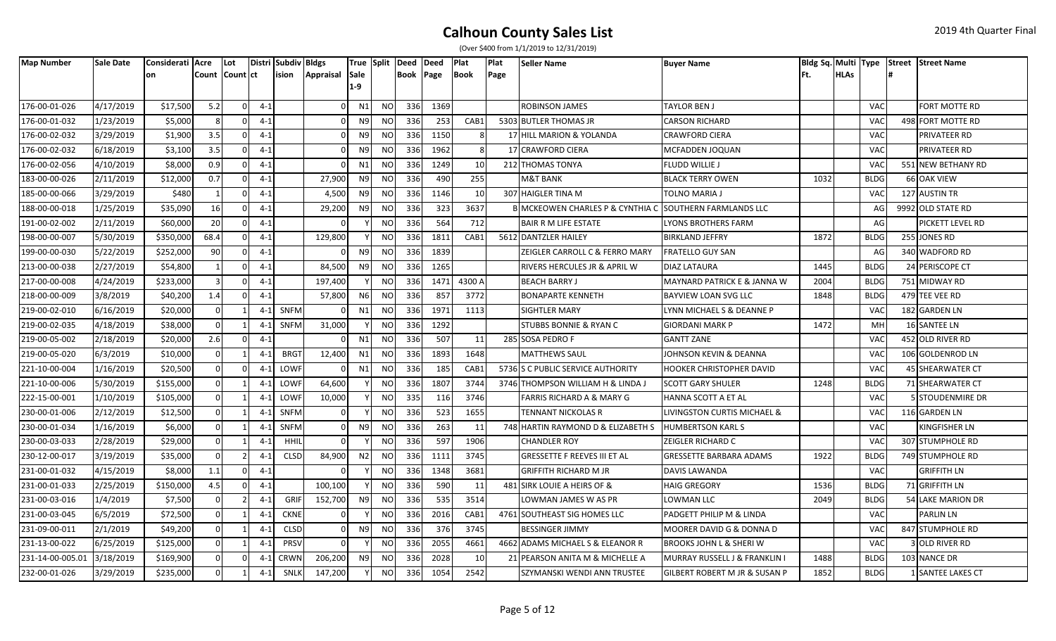# Calhoun County Sales List

2019 4th Quarter Final

(Over $400 from 1/1/2019 to 12/31/2019)

| Map Number | Sale Date | Consideration | Acre Count | Lot Count | District | Subdivision | Bldgs Appraisal | True Sale 1-9 | Split | Deed Book | Deed Page | Plat Book | Plat Page | Seller Name | Buyer Name | Bldg Sq. Ft. | Multi HLAs | Type | Street # | Street Name |
|---|---|---|---|---|---|---|---|---|---|---|---|---|---|---|---|---|---|---|---|---|
| 176-00-01-026 | 4/17/2019 | $17,500 | 5.2 | 0 | 4-1 | | 0 | N1 | NO | 336 | 1369 | | | ROBINSON JAMES | TAYLOR BEN J | | | VAC | | FORT MOTTE RD |
| 176-00-01-032 | 1/23/2019 | $5,000 | 8 | 0 | 4-1 | | 0 | N9 | NO | 336 | 253 | CAB1 | 5303 | BUTLER THOMAS JR | CARSON RICHARD | | | VAC | 498 | FORT MOTTE RD |
| 176-00-02-032 | 3/29/2019 | $1,900 | 3.5 | 0 | 4-1 | | 0 | N9 | NO | 336 | 1150 | 8 | 17 | HILL MARION & YOLANDA | CRAWFORD CIERA | | | VAC | | PRIVATEER RD |
| 176-00-02-032 | 6/18/2019 | $3,100 | 3.5 | 0 | 4-1 | | 0 | N9 | NO | 336 | 1962 | 8 | 17 | CRAWFORD CIERA | MCFADDEN JOQUAN | | | VAC | | PRIVATEER RD |
| 176-00-02-056 | 4/10/2019 | $8,000 | 0.9 | 0 | 4-1 | | 0 | N1 | NO | 336 | 1249 | 10 | 212 | THOMAS TONYA | FLUDD WILLIE J | | | VAC | 551 | NEW BETHANY RD |
| 183-00-00-026 | 2/11/2019 | $12,000 | 0.7 | 0 | 4-1 | | 27,900 | N9 | NO | 336 | 490 | 255 | | M&T BANK | BLACK TERRY OWEN | 1032 | | BLDG | 66 | OAK VIEW |
| 185-00-00-066 | 3/29/2019 | $480 | 1 | 0 | 4-1 | | 4,500 | N9 | NO | 336 | 1146 | 10 | 307 | HAIGLER TINA M | TOLNO MARIA J | | | VAC | 127 | AUSTIN TR |
| 188-00-00-018 | 1/25/2019 | $35,090 | 16 | 0 | 4-1 | | 29,200 | N9 | NO | 336 | 323 | 3637 | B | MCKEOWEN CHARLES P & CYNTHIA C | SOUTHERN FARMLANDS LLC | | | AG | 9992 | OLD STATE RD |
| 191-00-02-002 | 2/11/2019 | $60,000 | 20 | 0 | 4-1 | | 0 | Y | NO | 336 | 564 | 712 | | BAIR R M LIFE ESTATE | LYONS BROTHERS FARM | | | AG | | PICKETT LEVEL RD |
| 198-00-00-007 | 5/30/2019 | $350,000 | 68.4 | 0 | 4-1 | | 129,800 | Y | NO | 336 | 1811 | CAB1 | 5612 | DANTZLER HAILEY | BIRKLAND JEFFRY | 1872 | | BLDG | 255 | JONES RD |
| 199-00-00-030 | 5/22/2019 | $252,000 | 90 | 0 | 4-1 | | 0 | N9 | NO | 336 | 1839 | | | ZEIGLER CARROLL C & FERRO MARY | FRATELLO GUY SAN | | | AG | 340 | WADFORD RD |
| 213-00-00-038 | 2/27/2019 | $54,800 | 1 | 0 | 4-1 | | 84,500 | N9 | NO | 336 | 1265 | | | RIVERS HERCULES JR & APRIL W | DIAZ LATAURA | 1445 | | BLDG | 24 | PERISCOPE CT |
| 217-00-00-008 | 4/24/2019 | $233,000 | 3 | 0 | 4-1 | | 197,400 | Y | NO | 336 | 1471 | 4300 A | | BEACH BARRY J | MAYNARD PATRICK E & JANNA W | 2004 | | BLDG | 751 | MIDWAY RD |
| 218-00-00-009 | 3/8/2019 | $40,200 | 1.4 | 0 | 4-1 | | 57,800 | N6 | NO | 336 | 857 | 3772 | | BONAPARTE KENNETH | BAYVIEW LOAN SVG LLC | 1848 | | BLDG | 479 | TEE VEE RD |
| 219-00-02-010 | 6/16/2019 | $20,000 | 0 | 1 | 4-1 | SNFM | 0 | N1 | NO | 336 | 1971 | 1113 | | SIGHTLER MARY | LYNN MICHAEL S & DEANNE P | | | VAC | 182 | GARDEN LN |
| 219-00-02-035 | 4/18/2019 | $38,000 | 0 | 1 | 4-1 | SNFM | 31,000 | Y | NO | 336 | 1292 | | | STUBBS BONNIE & RYAN C | GIORDANI MARK P | 1472 | | MH | 16 | SANTEE LN |
| 219-00-05-002 | 2/18/2019 | $20,000 | 2.6 | 0 | 4-1 | | 0 | N1 | NO | 336 | 507 | 11 | 285 | SOSA PEDRO F | GANTT ZANE | | | VAC | 452 | OLD RIVER RD |
| 219-00-05-020 | 6/3/2019 | $10,000 | 0 | 1 | 4-1 | BRGT | 12,400 | N1 | NO | 336 | 1893 | 1648 | | MATTHEWS SAUL | JOHNSON KEVIN & DEANNA | | | VAC | 106 | GOLDENROD LN |
| 221-10-00-004 | 1/16/2019 | $20,500 | 0 | 0 | 4-1 | LOWF | 0 | N1 | NO | 336 | 185 | CAB1 | 5736 | S C PUBLIC SERVICE AUTHORITY | HOOKER CHRISTOPHER DAVID | | | VAC | 45 | SHEARWATER CT |
| 221-10-00-006 | 5/30/2019 | $155,000 | 0 | 1 | 4-1 | LOWF | 64,600 | Y | NO | 336 | 1807 | 3744 | 3746 | THOMPSON WILLIAM H & LINDA J | SCOTT GARY SHULER | 1248 | | BLDG | 71 | SHEARWATER CT |
| 222-15-00-001 | 1/10/2019 | $105,000 | 0 | 1 | 4-1 | LOWF | 10,000 | Y | NO | 335 | 116 | 3746 | | FARRIS RICHARD A & MARY G | HANNA SCOTT A ET AL | | | VAC | 5 | STOUDENMIRE DR |
| 230-00-01-006 | 2/12/2019 | $12,500 | 0 | 1 | 4-1 | SNFM | 0 | Y | NO | 336 | 523 | 1655 | | TENNANT NICKOLAS R | LIVINGSTON CURTIS MICHAEL & | | | VAC | 116 | GARDEN LN |
| 230-00-01-034 | 1/16/2019 | $6,000 | 0 | 1 | 4-1 | SNFM | 0 | N9 | NO | 336 | 263 | 11 | 748 | HARTIN RAYMOND D & ELIZABETH S | HUMBERTSON KARL S | | | VAC | | KINGFISHER LN |
| 230-00-03-033 | 2/28/2019 | $29,000 | 0 | 1 | 4-1 | HHIL | 0 | Y | NO | 336 | 597 | 1906 | | CHANDLER ROY | ZEIGLER RICHARD C | | | VAC | 307 | STUMPHOLE RD |
| 230-12-00-017 | 3/19/2019 | $35,000 | 0 | 2 | 4-1 | CLSD | 84,900 | N2 | NO | 336 | 1111 | 3745 | | GRESSETTE F REEVES III ET AL | GRESSETTE BARBARA ADAMS | 1922 | | BLDG | 749 | STUMPHOLE RD |
| 231-00-01-032 | 4/15/2019 | $8,000 | 1.1 | 0 | 4-1 | | 0 | Y | NO | 336 | 1348 | 3681 | | GRIFFITH RICHARD M JR | DAVIS LAWANDA | | | VAC | | GRIFFITH LN |
| 231-00-01-033 | 2/25/2019 | $150,000 | 4.5 | 0 | 4-1 | | 100,100 | Y | NO | 336 | 590 | 11 | 481 | SIRK LOUIE A HEIRS OF & | HAIG GREGORY | 1536 | | BLDG | 71 | GRIFFITH LN |
| 231-00-03-016 | 1/4/2019 | $7,500 | 0 | 2 | 4-1 | GRIF | 152,700 | N9 | NO | 336 | 535 | 3514 | | LOWMAN JAMES W AS PR | LOWMAN LLC | 2049 | | BLDG | 54 | LAKE MARION DR |
| 231-00-03-045 | 6/5/2019 | $72,500 | 0 | 1 | 4-1 | CKNE | 0 | Y | NO | 336 | 2016 | CAB1 | 4761 | SOUTHEAST SIG HOMES LLC | PADGETT PHILIP M & LINDA | | | VAC | | PARLIN LN |
| 231-09-00-011 | 2/1/2019 | $49,200 | 0 | 1 | 4-1 | CLSD | 0 | N9 | NO | 336 | 376 | 3745 | | BESSINGER JIMMY | MOORER DAVID G & DONNA D | | | VAC | 847 | STUMPHOLE RD |
| 231-13-00-022 | 6/25/2019 | $125,000 | 0 | 1 | 4-1 | PRSV | 0 | Y | NO | 336 | 2055 | 4661 | 4662 | ADAMS MICHAEL S & ELEANOR R | BROOKS JOHN L & SHERI W | | | VAC | 3 | OLD RIVER RD |
| 231-14-00-005.01 | 3/18/2019 | $169,900 | 0 | 0 | 4-1 | CRWN | 206,200 | N9 | NO | 336 | 2028 | 10 | 21 | PEARSON ANITA M & MICHELLE A | MURRAY RUSSELL J & FRANKLIN I | 1488 | | BLDG | 103 | NANCE DR |
| 232-00-01-026 | 3/29/2019 | $235,000 | 0 | 1 | 4-1 | SNLK | 147,200 | Y | NO | 336 | 1054 | 2542 | | SZYMANSKI WENDI ANN TRUSTEE | GILBERT ROBERT M JR & SUSAN P | 1852 | | BLDG | 1 | SANTEE LAKES CT |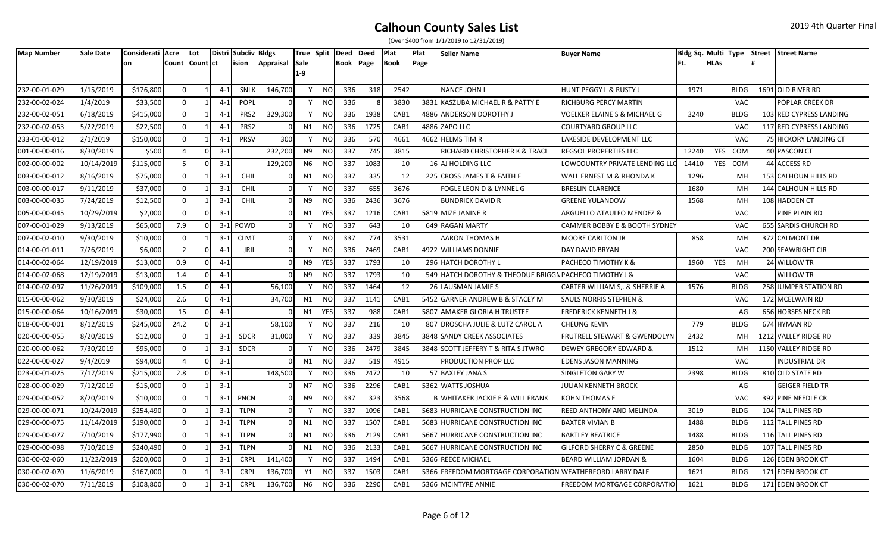# Calhoun County Sales List

2019 4th Quarter Final

(Over $400 from 1/1/2019 to 12/31/2019)

| Map Number | Sale Date | Consideration | Acre Count | Lot Count | District | Subdivision | Bldgs Appraisal | True Sale 1-9 | Split | Deed Book | Deed Page | Plat Book | Plat Page | Seller Name | Buyer Name | Bldg Sq. Ft. | Multi HLAs | Type | Street # | Street Name |
|---|---|---|---|---|---|---|---|---|---|---|---|---|---|---|---|---|---|---|---|---|
| 232-00-01-029 | 1/15/2019 | $176,800 | 0 | 1 | 4-1 | SNLK | 146,700 | Y | NO | 336 | 318 | 2542 | | NANCE JOHN L | HUNT PEGGY L & RUSTY J | 1971 | | BLDG | 1691 | OLD RIVER RD |
| 232-00-02-024 | 1/4/2019 | $33,500 | 0 | 1 | 4-1 | POPL | 0 | Y | NO | 336 | 8 | 3830 | 3831 | KASZUBA MICHAEL R & PATTY E | RICHBURG PERCY MARTIN | | | VAC | | POPLAR CREEK DR |
| 232-00-02-051 | 6/18/2019 | $415,000 | 0 | 1 | 4-1 | PRS2 | 329,300 | Y | NO | 336 | 1938 | CAB1 | 4886 | ANDERSON DOROTHY J | VOELKER ELAINE S & MICHAEL G | 3240 | | BLDG | 103 | RED CYPRESS LANDING |
| 232-00-02-053 | 5/22/2019 | $22,500 | 0 | 1 | 4-1 | PRS2 | 0 | N1 | NO | 336 | 1725 | CAB1 | 4886 | ZAPO LLC | COURTYARD GROUP LLC | | | VAC | 117 | RED CYPRESS LANDING |
| 233-01-00-012 | 2/1/2019 | $150,000 | 0 | 1 | 4-1 | PRSV | 300 | Y | NO | 336 | 570 | 4661 | 4662 | HELMS TIM R | LAKESIDE DEVELOPMENT LLC | | | VAC | 75 | HICKORY LANDING CT |
| 001-00-00-016 | 8/30/2019 | $500 | 4 | 0 | 3-1 | | 232,200 | N9 | NO | 337 | 745 | 3815 | | RICHARD CHRISTOPHER K & TRACI | REGSOL PROPERTIES LLC | 12240 | YES | COM | 40 | PASCON CT |
| 002-00-00-002 | 10/14/2019 | $115,000 | 5 | 0 | 3-1 | | 129,200 | N6 | NO | 337 | 1083 | 10 | 16 | AJ HOLDING LLC | LOWCOUNTRY PRIVATE LENDING LLC | 14410 | YES | COM | 44 | ACCESS RD |
| 003-00-00-012 | 8/16/2019 | $75,000 | 0 | 1 | 3-1 | CHIL | 0 | N1 | NO | 337 | 335 | 12 | 225 | CROSS JAMES T & FAITH E | WALL ERNEST M & RHONDA K | 1296 | | MH | 153 | CALHOUN HILLS RD |
| 003-00-00-017 | 9/11/2019 | $37,000 | 0 | 1 | 3-1 | CHIL | 0 | Y | NO | 337 | 655 | 3676 | | FOGLE LEON D & LYNNEL G | BRESLIN CLARENCE | 1680 | | MH | 144 | CALHOUN HILLS RD |
| 003-00-00-035 | 7/24/2019 | $12,500 | 0 | 1 | 3-1 | CHIL | 0 | N9 | NO | 336 | 2436 | 3676 | | BUNDRICK DAVID R | GREENE YULANDOW | 1568 | | MH | 108 | HADDEN CT |
| 005-00-00-045 | 10/29/2019 | $2,000 | 0 | 0 | 3-1 | | 0 | N1 | YES | 337 | 1216 | CAB1 | 5819 | MIZE JANINE R | ARGUELLO ATAULFO MENDEZ & | | | VAC | | PINE PLAIN RD |
| 007-00-01-029 | 9/13/2019 | $65,000 | 7.9 | 0 | 3-1 | POWD | 0 | Y | NO | 337 | 643 | 10 | 649 | RAGAN MARTY | CAMMER BOBBY E & BOOTH SYDNEY | | | VAC | 655 | SARDIS CHURCH RD |
| 007-00-02-010 | 9/30/2019 | $10,000 | 0 | 1 | 3-1 | CLMT | 0 | Y | NO | 337 | 774 | 3531 | | AARON THOMAS H | MOORE CARLTON JR | 858 | | MH | 372 | CALMONT DR |
| 014-00-01-011 | 7/26/2019 | $6,000 | 2 | 0 | 4-1 | JRIL | 0 | Y | NO | 336 | 2469 | CAB1 | 4922 | WILLIAMS DONNIE | DAY DAVID BRYAN | | | VAC | 200 | SEAWRIGHT CIR |
| 014-00-02-064 | 12/19/2019 | $13,000 | 0.9 | 0 | 4-1 | | 0 | N9 | YES | 337 | 1793 | 10 | 296 | HATCH DOROTHY L | PACHECO TIMOTHY K & | 1960 | YES | MH | 24 | WILLOW TR |
| 014-00-02-068 | 12/19/2019 | $13,000 | 1.4 | 0 | 4-1 | | 0 | N9 | NO | 337 | 1793 | 10 | 549 | HATCH DOROTHY & THEODUE BRIGGN | PACHECO TIMOTHY J & | | | VAC | | WILLOW TR |
| 014-00-02-097 | 11/26/2019 | $109,000 | 1.5 | 0 | 4-1 | | 56,100 | Y | NO | 337 | 1464 | 12 | 26 | LAUSMAN JAMIE S | CARTER WILLIAM S,. & SHERRIE A | 1576 | | BLDG | 258 | JUMPER STATION RD |
| 015-00-00-062 | 9/30/2019 | $24,000 | 2.6 | 0 | 4-1 | | 34,700 | N1 | NO | 337 | 1141 | CAB1 | 5452 | GARNER ANDREW B & STACEY M | SAULS NORRIS STEPHEN & | | | VAC | 172 | MCELWAIN RD |
| 015-00-00-064 | 10/16/2019 | $30,000 | 15 | 0 | 4-1 | | 0 | N1 | YES | 337 | 988 | CAB1 | 5807 | AMAKER GLORIA H TRUSTEE | FREDERICK KENNETH J & | | | AG | 656 | HORSES NECK RD |
| 018-00-00-001 | 8/12/2019 | $245,000 | 24.2 | 0 | 3-1 | | 58,100 | Y | NO | 337 | 216 | 10 | 807 | DROSCHA JULIE & LUTZ CAROL A | CHEUNG KEVIN | 779 | | BLDG | 674 | HYMAN RD |
| 020-00-00-055 | 8/20/2019 | $12,000 | 0 | 1 | 3-1 | SDCR | 31,000 | Y | NO | 337 | 339 | 3845 | 3848 | SANDY CREEK ASSOCIATES | FRUTRELL STEWART & GWENDOLYN | 2432 | | MH | 1212 | VALLEY RIDGE RD |
| 020-00-00-062 | 7/30/2019 | $95,000 | 0 | 1 | 3-1 | SDCR | 0 | Y | NO | 336 | 2479 | 3845 | 3848 | SCOTT JEFFERY T & RITA S JTWRO | DEWEY GREGORY EDWARD & | 1512 | | MH | 1150 | VALLEY RIDGE RD |
| 022-00-00-027 | 9/4/2019 | $94,000 | 4 | 0 | 3-1 | | 0 | N1 | NO | 337 | 519 | 4915 | | PRODUCTION PROP LLC | EDENS JASON MANNING | | | VAC | | INDUSTRIAL DR |
| 023-00-01-025 | 7/17/2019 | $215,000 | 2.8 | 0 | 3-1 | | 148,500 | Y | NO | 336 | 2472 | 10 | 57 | BAXLEY JANA S | SINGLETON GARY W | 2398 | | BLDG | 810 | OLD STATE RD |
| 028-00-00-029 | 7/12/2019 | $15,000 | 0 | 1 | 3-1 | | 0 | N7 | NO | 336 | 2296 | CAB1 | 5362 | WATTS JOSHUA | JULIAN KENNETH BROCK | | | AG | | GEIGER FIELD TR |
| 029-00-00-052 | 8/20/2019 | $10,000 | 0 | 1 | 3-1 | PNCN | 0 | N9 | NO | 337 | 323 | 3568 | B | WHITAKER JACKIE E & WILL FRANK | KOHN THOMAS E | | | VAC | 392 | PINE NEEDLE CR |
| 029-00-00-071 | 10/24/2019 | $254,490 | 0 | 1 | 3-1 | TLPN | 0 | Y | NO | 337 | 1096 | CAB1 | 5683 | HURRICANE CONSTRUCTION INC | REED ANTHONY AND MELINDA | 3019 | | BLDG | 104 | TALL PINES RD |
| 029-00-00-075 | 11/14/2019 | $190,000 | 0 | 1 | 3-1 | TLPN | 0 | N1 | NO | 337 | 1507 | CAB1 | 5683 | HURRICANE CONSTRUCTION INC | BAXTER VIVIAN B | 1488 | | BLDG | 112 | TALL PINES RD |
| 029-00-00-077 | 7/10/2019 | $177,990 | 0 | 1 | 3-1 | TLPN | 0 | N1 | NO | 336 | 2129 | CAB1 | 5667 | HURRICANE CONSTRUCTION INC | BARTLEY BEATRICE | 1488 | | BLDG | 116 | TALL PINES RD |
| 029-00-00-098 | 7/10/2019 | $240,490 | 0 | 1 | 3-1 | TLPN | 0 | N1 | NO | 336 | 2133 | CAB1 | 5667 | HURRICANE CONSTRUCTION INC | GILFORD SHERRY C & GREENE | 2850 | | BLDG | 107 | TALL PINES RD |
| 030-00-02-060 | 11/22/2019 | $200,000 | 0 | 1 | 3-1 | CRPL | 141,400 | Y | NO | 337 | 1494 | CAB1 | 5366 | REECE MICHAEL | BEARD WILLIAM JORDAN & | 1604 | | BLDG | 126 | EDEN BROOK CT |
| 030-00-02-070 | 11/6/2019 | $167,000 | 0 | 1 | 3-1 | CRPL | 136,700 | Y1 | NO | 337 | 1503 | CAB1 | 5366 | FREEDOM MORTGAGE CORPORATION | WEATHERFORD LARRY DALE | 1621 | | BLDG | 171 | EDEN BROOK CT |
| 030-00-02-070 | 7/11/2019 | $108,800 | 0 | 1 | 3-1 | CRPL | 136,700 | N6 | NO | 336 | 2290 | CAB1 | 5366 | MCINTYRE ANNIE | FREEDOM MORTGAGE CORPORATIO | 1621 | | BLDG | 171 | EDEN BROOK CT |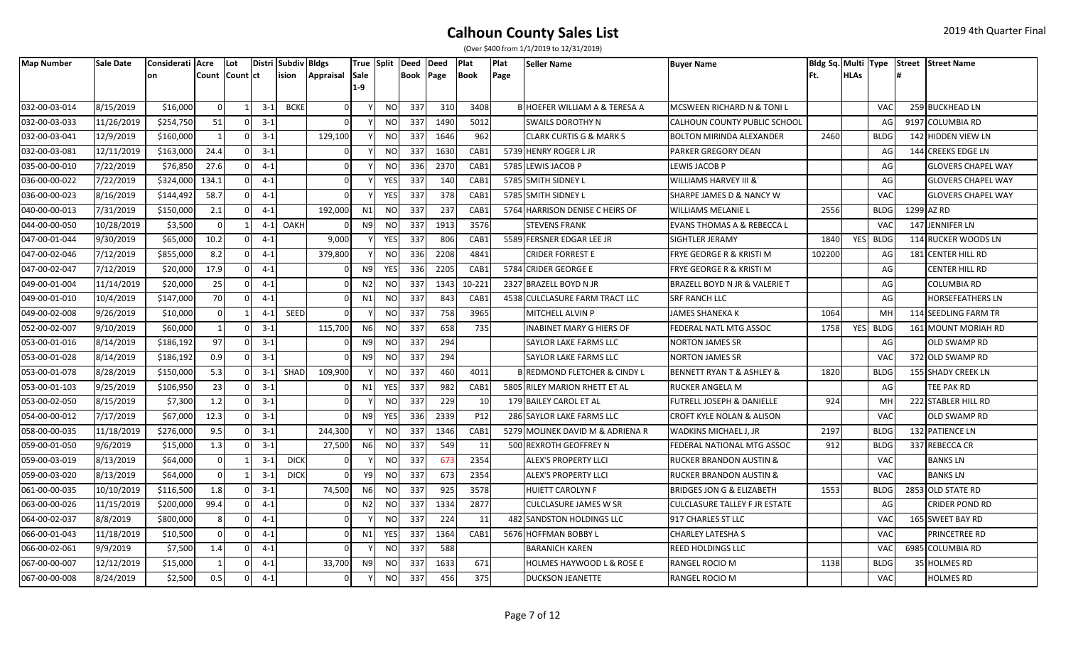# Calhoun County Sales List

2019 4th Quarter Final

(Over $400 from 1/1/2019 to 12/31/2019)

| Map Number | Sale Date | Consideration | Acre Count | Lot Count | District | Subdivision | Bldgs Appraisal | True Sale 1-9 | Split | Deed Book | Deed Page | Plat Book | Plat Page | Seller Name | Buyer Name | Bldg Sq. Ft. | Multi HLAs | Type | Street # | Street Name |
|---|---|---|---|---|---|---|---|---|---|---|---|---|---|---|---|---|---|---|---|---|
| 032-00-03-014 | 8/15/2019 | $16,000 | 0 | 1 | 3-1 | BCKE | 0 | Y | NO | 337 | 310 | 3408 | B | HOEFER WILLIAM A & TERESA A | MCSWEEN RICHARD N & TONI L | | | VAC | 259 | BUCKHEAD LN |
| 032-00-03-033 | 11/26/2019 | $254,750 | 51 | 0 | 3-1 | | 0 | Y | NO | 337 | 1490 | 5012 | | SWAILS DOROTHY N | CALHOUN COUNTY PUBLIC SCHOOL | | | AG | 9197 | COLUMBIA RD |
| 032-00-03-041 | 12/9/2019 | $160,000 | 1 | 0 | 3-1 | | 129,100 | Y | NO | 337 | 1646 | 962 | | CLARK CURTIS G & MARK S | BOLTON MIRINDA ALEXANDER | 2460 | | BLDG | 142 | HIDDEN VIEW LN |
| 032-00-03-081 | 12/11/2019 | $163,000 | 24.4 | 0 | 3-1 | | 0 | Y | NO | 337 | 1630 | CAB1 | 5739 | HENRY ROGER L JR | PARKER GREGORY DEAN | | | AG | 144 | CREEKS EDGE LN |
| 035-00-00-010 | 7/22/2019 | $76,850 | 27.6 | 0 | 4-1 | | 0 | Y | NO | 336 | 2370 | CAB1 | 5785 | LEWIS JACOB P | LEWIS JACOB P | | | AG | | GLOVERS CHAPEL WAY |
| 036-00-00-022 | 7/22/2019 | $324,000 | 134.1 | 0 | 4-1 | | 0 | Y | YES | 337 | 140 | CAB1 | 5785 | SMITH SIDNEY L | WILLIAMS HARVEY III & | | | AG | | GLOVERS CHAPEL WAY |
| 036-00-00-023 | 8/16/2019 | $144,492 | 58.7 | 0 | 4-1 | | 0 | Y | YES | 337 | 378 | CAB1 | 5785 | SMITH SIDNEY L | SHARPE JAMES D & NANCY W | | | VAC | | GLOVERS CHAPEL WAY |
| 040-00-00-013 | 7/31/2019 | $150,000 | 2.1 | 0 | 4-1 | | 192,000 | N1 | NO | 337 | 237 | CAB1 | 5764 | HARRISON DENISE C HEIRS OF | WILLIAMS MELANIE L | 2556 | | BLDG | 1299 | AZ RD |
| 044-00-00-050 | 10/28/2019 | $3,500 | 0 | 1 | 4-1 | OAKH | 0 | N9 | NO | 337 | 1913 | 3576 | | STEVENS FRANK | EVANS THOMAS A & REBECCA L | | | VAC | 147 | JENNIFER LN |
| 047-00-01-044 | 9/30/2019 | $65,000 | 10.2 | 0 | 4-1 | | 9,000 | Y | YES | 337 | 806 | CAB1 | 5589 | FERSNER EDGAR LEE JR | SIGHTLER JERAMY | 1840 | YES | BLDG | 114 | RUCKER WOODS LN |
| 047-00-02-046 | 7/12/2019 | $855,000 | 8.2 | 0 | 4-1 | | 379,800 | Y | NO | 336 | 2208 | 4841 | | CRIDER FORREST E | FRYE GEORGE R & KRISTI M | 102200 | | AG | 181 | CENTER HILL RD |
| 047-00-02-047 | 7/12/2019 | $20,000 | 17.9 | 0 | 4-1 | | 0 | N9 | YES | 336 | 2205 | CAB1 | 5784 | CRIDER GEORGE E | FRYE GEORGE R & KRISTI M | | | AG | | CENTER HILL RD |
| 049-00-01-004 | 11/14/2019 | $20,000 | 25 | 0 | 4-1 | | 0 | N2 | NO | 337 | 1343 | 10-221 | 2327 | BRAZELL BOYD N JR | BRAZELL BOYD N JR & VALERIE T | | | AG | | COLUMBIA RD |
| 049-00-01-010 | 10/4/2019 | $147,000 | 70 | 0 | 4-1 | | 0 | N1 | NO | 337 | 843 | CAB1 | 4538 | CULCLASURE FARM TRACT LLC | SRF RANCH LLC | | | AG | | HORSEFEATHERS LN |
| 049-00-02-008 | 9/26/2019 | $10,000 | 0 | 1 | 4-1 | SEED | 0 | Y | NO | 337 | 758 | 3965 | | MITCHELL ALVIN P | JAMES SHANEKA K | 1064 | | MH | 114 | SEEDLING FARM TR |
| 052-00-02-007 | 9/10/2019 | $60,000 | 1 | 0 | 3-1 | | 115,700 | N6 | NO | 337 | 658 | 735 | | INABINET MARY G HIERS OF | FEDERAL NATL MTG ASSOC | 1758 | YES | BLDG | 161 | MOUNT MORIAH RD |
| 053-00-01-016 | 8/14/2019 | $186,192 | 97 | 0 | 3-1 | | 0 | N9 | NO | 337 | 294 | | | SAYLOR LAKE FARMS LLC | NORTON JAMES SR | | | AG | | OLD SWAMP RD |
| 053-00-01-028 | 8/14/2019 | $186,192 | 0.9 | 0 | 3-1 | | 0 | N9 | NO | 337 | 294 | | | SAYLOR LAKE FARMS LLC | NORTON JAMES SR | | | VAC | 372 | OLD SWAMP RD |
| 053-00-01-078 | 8/28/2019 | $150,000 | 5.3 | 0 | 3-1 | SHAD | 109,900 | Y | NO | 337 | 460 | 4011 | B | REDMOND FLETCHER & CINDY L | BENNETT RYAN T & ASHLEY & | 1820 | | BLDG | 155 | SHADY CREEK LN |
| 053-00-01-103 | 9/25/2019 | $106,950 | 23 | 0 | 3-1 | | 0 | N1 | YES | 337 | 982 | CAB1 | 5805 | RILEY MARION RHETT ET AL | RUCKER ANGELA M | | | AG | | TEE PAK RD |
| 053-00-02-050 | 8/15/2019 | $7,300 | 1.2 | 0 | 3-1 | | 0 | Y | NO | 337 | 229 | 10 | 179 | BAILEY CAROL ET AL | FUTRELL JOSEPH & DANIELLE | 924 | | MH | 222 | STABLER HILL RD |
| 054-00-00-012 | 7/17/2019 | $67,000 | 12.3 | 0 | 3-1 | | 0 | N9 | YES | 336 | 2339 | P12 | 286 | SAYLOR LAKE FARMS LLC | CROFT KYLE NOLAN & ALISON | | | VAC | | OLD SWAMP RD |
| 058-00-00-035 | 11/18/2019 | $276,000 | 9.5 | 0 | 3-1 | | 244,300 | Y | NO | 337 | 1346 | CAB1 | 5279 | MOLINEK DAVID M & ADRIENA R | WADKINS MICHAEL J, JR | 2197 | | BLDG | 132 | PATIENCE LN |
| 059-00-01-050 | 9/6/2019 | $15,000 | 1.3 | 0 | 3-1 | | 27,500 | N6 | NO | 337 | 549 | 11 | 500 | REXROTH GEOFFREY N | FEDERAL NATIONAL MTG ASSOC | 912 | | BLDG | 337 | REBECCA CR |
| 059-00-03-019 | 8/13/2019 | $64,000 | 0 | 1 | 3-1 | DICK | 0 | Y | NO | 337 | 673 | 2354 | | ALEX'S PROPERTY LLCI | RUCKER BRANDON AUSTIN & | | | VAC | | BANKS LN |
| 059-00-03-020 | 8/13/2019 | $64,000 | 0 | 1 | 3-1 | DICK | 0 | Y9 | NO | 337 | 673 | 2354 | | ALEX'S PROPERTY LLCI | RUCKER BRANDON AUSTIN & | | | VAC | | BANKS LN |
| 061-00-00-035 | 10/10/2019 | $116,500 | 1.8 | 0 | 3-1 | | 74,500 | N6 | NO | 337 | 925 | 3578 | | HUIETT CAROLYN F | BRIDGES JON G & ELIZABETH | 1553 | | BLDG | 2853 | OLD STATE RD |
| 063-00-00-026 | 11/15/2019 | $200,000 | 99.4 | 0 | 4-1 | | 0 | N2 | NO | 337 | 1334 | 2877 | | CULCLASURE JAMES W SR | CULCLASURE TALLEY F JR ESTATE | | | AG | | CRIDER POND RD |
| 064-00-02-037 | 8/8/2019 | $800,000 | 8 | 0 | 4-1 | | 0 | Y | NO | 337 | 224 | 11 | 482 | SANDSTON HOLDINGS LLC | 917 CHARLES ST LLC | | | VAC | 165 | SWEET BAY RD |
| 066-00-01-043 | 11/18/2019 | $10,500 | 0 | 0 | 4-1 | | 0 | N1 | YES | 337 | 1364 | CAB1 | 5676 | HOFFMAN BOBBY L | CHARLEY LATESHA S | | | VAC | | PRINCETREE RD |
| 066-00-02-061 | 9/9/2019 | $7,500 | 1.4 | 0 | 4-1 | | 0 | Y | NO | 337 | 588 | | | BARANICH KAREN | REED HOLDINGS LLC | | | VAC | 6985 | COLUMBIA RD |
| 067-00-00-007 | 12/12/2019 | $15,000 | 1 | 0 | 4-1 | | 33,700 | N9 | NO | 337 | 1633 | 671 | | HOLMES HAYWOOD L & ROSE E | RANGEL ROCIO M | 1138 | | BLDG | 35 | HOLMES RD |
| 067-00-00-008 | 8/24/2019 | $2,500 | 0.5 | 0 | 4-1 | | 0 | Y | NO | 337 | 456 | 375 | | DUCKSON JEANETTE | RANGEL ROCIO M | | | VAC | | HOLMES RD |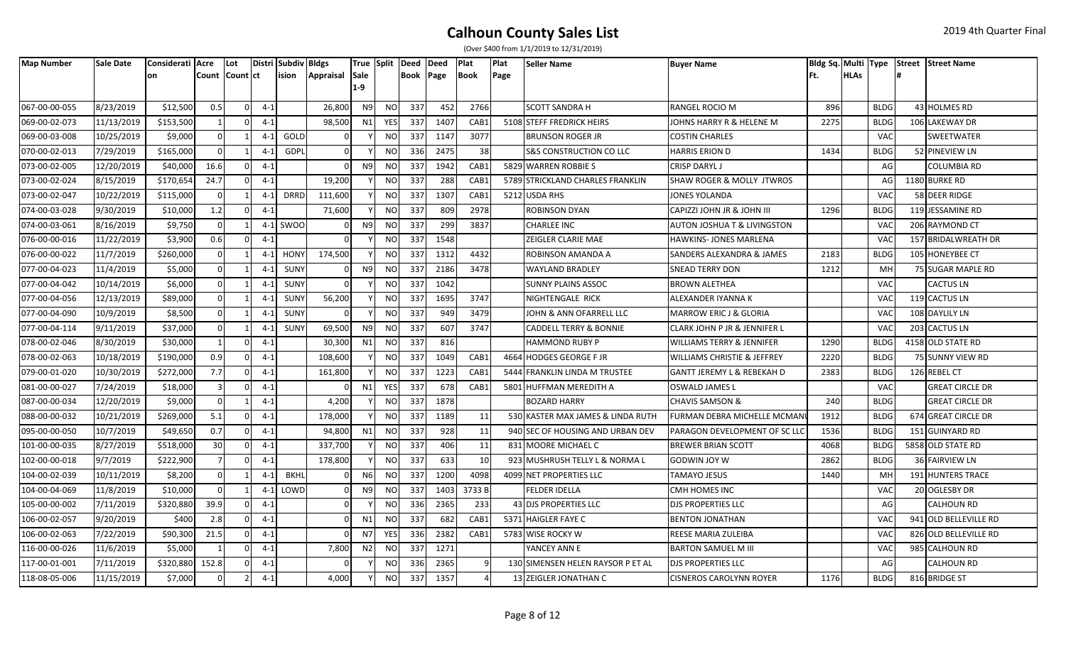# Calhoun County Sales List

(Over $400 from 1/1/2019 to 12/31/2019)

2019 4th Quarter Final

| Map Number | Sale Date | Consideration | Acre Count | Lot Count | District | Subdivision | Bldgs Appraisal | True Sale 1-9 | Split | Deed Book | Deed Page | Plat Book | Plat Page | Seller Name | Buyer Name | Bldg Sq. Ft. | Multi HLAs | Type | Street # | Street Name |
|---|---|---|---|---|---|---|---|---|---|---|---|---|---|---|---|---|---|---|---|---|
| 067-00-00-055 | 8/23/2019 | $12,500 | 0.5 | 0 | 4-1 | | 26,800 | N9 | NO | 337 | 452 | 2766 | | SCOTT SANDRA H | RANGEL ROCIO M | 896 | | BLDG | 43 | HOLMES RD |
| 069-00-02-073 | 11/13/2019 | $153,500 | 1 | 0 | 4-1 | | 98,500 | N1 | YES | 337 | 1407 | CAB1 | 5108 | STEFF FREDRICK HEIRS | JOHNS HARRY R & HELENE M | 2275 | | BLDG | 106 | LAKEWAY DR |
| 069-00-03-008 | 10/25/2019 | $9,000 | 0 | 1 | 4-1 | GOLD | 0 | Y | NO | 337 | 1147 | 3077 | | BRUNSON ROGER JR | COSTIN CHARLES | | | VAC | | SWEETWATER |
| 070-00-02-013 | 7/29/2019 | $165,000 | 0 | 1 | 4-1 | GDPL | 0 | Y | NO | 336 | 2475 | 38 | | S&S CONSTRUCTION CO LLC | HARRIS ERION D | 1434 | | BLDG | 52 | PINEVIEW LN |
| 073-00-02-005 | 12/20/2019 | $40,000 | 16.6 | 0 | 4-1 | | 0 | N9 | NO | 337 | 1942 | CAB1 | 5829 | WARREN ROBBIE S | CRISP DARYL J | | | AG | | COLUMBIA RD |
| 073-00-02-024 | 8/15/2019 | $170,654 | 24.7 | 0 | 4-1 | | 19,200 | Y | NO | 337 | 288 | CAB1 | 5789 | STRICKLAND CHARLES FRANKLIN | SHAW ROGER & MOLLY JTWROS | | | AG | 1180 | BURKE RD |
| 073-00-02-047 | 10/22/2019 | $115,000 | 0 | 1 | 4-1 | DRRD | 111,600 | Y | NO | 337 | 1307 | CAB1 | 5212 | USDA RHS | JONES YOLANDA | | | VAC | 58 | DEER RIDGE |
| 074-00-03-028 | 9/30/2019 | $10,000 | 1.2 | 0 | 4-1 | | 71,600 | Y | NO | 337 | 809 | 2978 | | ROBINSON DYAN | CAPIZZI JOHN JR & JOHN III | 1296 | | BLDG | 119 | JESSAMINE RD |
| 074-00-03-061 | 8/16/2019 | $9,750 | 0 | 1 | 4-1 | SWOO | 0 | N9 | NO | 337 | 299 | 3837 | | CHARLEE INC | AUTON JOSHUA T & LIVINGSTON | | | VAC | 206 | RAYMOND CT |
| 076-00-00-016 | 11/22/2019 | $3,900 | 0.6 | 0 | 4-1 | | 0 | Y | NO | 337 | 1548 | | | ZEIGLER CLARIE MAE | HAWKINS- JONES MARLENA | | | VAC | 157 | BRIDALWREATH DR |
| 076-00-00-022 | 11/7/2019 | $260,000 | 0 | 1 | 4-1 | HONY | 174,500 | Y | NO | 337 | 1312 | 4432 | | ROBINSON AMANDA A | SANDERS ALEXANDRA & JAMES | 2183 | | BLDG | 105 | HONEYBEE CT |
| 077-00-04-023 | 11/4/2019 | $5,000 | 0 | 1 | 4-1 | SUNY | 0 | N9 | NO | 337 | 2186 | 3478 | | WAYLAND BRADLEY | SNEAD TERRY DON | 1212 | | MH | 75 | SUGAR MAPLE RD |
| 077-00-04-042 | 10/14/2019 | $6,000 | 0 | 1 | 4-1 | SUNY | 0 | Y | NO | 337 | 1042 | | | SUNNY PLAINS ASSOC | BROWN ALETHEA | | | VAC | | CACTUS LN |
| 077-00-04-056 | 12/13/2019 | $89,000 | 0 | 1 | 4-1 | SUNY | 56,200 | Y | NO | 337 | 1695 | 3747 | | NIGHTENGALE RICK | ALEXANDER IYANNA K | | | VAC | 119 | CACTUS LN |
| 077-00-04-090 | 10/9/2019 | $8,500 | 0 | 1 | 4-1 | SUNY | 0 | Y | NO | 337 | 949 | 3479 | | JOHN & ANN OFARRELL LLC | MARROW ERIC J & GLORIA | | | VAC | 108 | DAYLILY LN |
| 077-00-04-114 | 9/11/2019 | $37,000 | 0 | 1 | 4-1 | SUNY | 69,500 | N9 | NO | 337 | 607 | 3747 | | CADDELL TERRY & BONNIE | CLARK JOHN P JR & JENNIFER L | | | VAC | 203 | CACTUS LN |
| 078-00-02-046 | 8/30/2019 | $30,000 | 1 | 0 | 4-1 | | 30,300 | N1 | NO | 337 | 816 | | | HAMMOND RUBY P | WILLIAMS TERRY & JENNIFER | 1290 | | BLDG | 4158 | OLD STATE RD |
| 078-00-02-063 | 10/18/2019 | $190,000 | 0.9 | 0 | 4-1 | | 108,600 | Y | NO | 337 | 1049 | CAB1 | 4664 | HODGES GEORGE F JR | WILLIAMS CHRISTIE & JEFFREY | 2220 | | BLDG | 75 | SUNNY VIEW RD |
| 079-00-01-020 | 10/30/2019 | $272,000 | 7.7 | 0 | 4-1 | | 161,800 | Y | NO | 337 | 1223 | CAB1 | 5444 | FRANKLIN LINDA M TRUSTEE | GANTT JEREMY L & REBEKAH D | 2383 | | BLDG | 126 | REBEL CT |
| 081-00-00-027 | 7/24/2019 | $18,000 | 3 | 0 | 4-1 | | 0 | N1 | YES | 337 | 678 | CAB1 | 5801 | HUFFMAN MEREDITH A | OSWALD JAMES L | | | VAC | | GREAT CIRCLE DR |
| 087-00-00-034 | 12/20/2019 | $9,000 | 0 | 1 | 4-1 | | 4,200 | Y | NO | 337 | 1878 | | | BOZARD HARRY | CHAVIS SAMSON & | 240 | | BLDG | | GREAT CIRCLE DR |
| 088-00-00-032 | 10/21/2019 | $269,000 | 5.1 | 0 | 4-1 | | 178,000 | Y | NO | 337 | 1189 | 11 | 530 | KASTER MAX JAMES & LINDA RUTH | FURMAN DEBRA MICHELLE MCMANI | 1912 | | BLDG | 674 | GREAT CIRCLE DR |
| 095-00-00-050 | 10/7/2019 | $49,650 | 0.7 | 0 | 4-1 | | 94,800 | N1 | NO | 337 | 928 | 11 | 940 | SEC OF HOUSING AND URBAN DEV | PARAGON DEVELOPMENT OF SC LLC | 1536 | | BLDG | 151 | GUINYARD RD |
| 101-00-00-035 | 8/27/2019 | $518,000 | 30 | 0 | 4-1 | | 337,700 | Y | NO | 337 | 406 | 11 | 831 | MOORE MICHAEL C | BREWER BRIAN SCOTT | 4068 | | BLDG | 5858 | OLD STATE RD |
| 102-00-00-018 | 9/7/2019 | $222,900 | 7 | 0 | 4-1 | | 178,800 | Y | NO | 337 | 633 | 10 | 923 | MUSHRUSH TELLY L & NORMA L | GODWIN JOY W | 2862 | | BLDG | 36 | FAIRVIEW LN |
| 104-00-02-039 | 10/11/2019 | $8,200 | 0 | 1 | 4-1 | BKHL | 0 | N6 | NO | 337 | 1200 | 4098 | 4099 | NET PROPERTIES LLC | TAMAYO JESUS | 1440 | | MH | 191 | HUNTERS TRACE |
| 104-00-04-069 | 11/8/2019 | $10,000 | 0 | 1 | 4-1 | LOWD | 0 | N9 | NO | 337 | 1403 | 3733 B | | FELDER IDELLA | CMH HOMES INC | | | VAC | 20 | OGLESBY DR |
| 105-00-00-002 | 7/11/2019 | $320,880 | 39.9 | 0 | 4-1 | | 0 | Y | NO | 336 | 2365 | 233 | 43 | DJS PROPERTIES LLC | DJS PROPERTIES LLC | | | AG | | CALHOUN RD |
| 106-00-02-057 | 9/20/2019 | $400 | 2.8 | 0 | 4-1 | | 0 | N1 | NO | 337 | 682 | CAB1 | 5371 | HAIGLER FAYE C | BENTON JONATHAN | | | VAC | 941 | OLD BELLEVILLE RD |
| 106-00-02-063 | 7/22/2019 | $90,300 | 21.5 | 0 | 4-1 | | 0 | N7 | YES | 336 | 2382 | CAB1 | 5783 | WISE ROCKY W | REESE MARIA ZULEIBA | | | VAC | 826 | OLD BELLEVILLE RD |
| 116-00-00-026 | 11/6/2019 | $5,000 | 1 | 0 | 4-1 | | 7,800 | N2 | NO | 337 | 1271 | | | YANCEY ANN E | BARTON SAMUEL M III | | | VAC | 985 | CALHOUN RD |
| 117-00-01-001 | 7/11/2019 | $320,880 | 152.8 | 0 | 4-1 | | 0 | Y | NO | 336 | 2365 | 9 | 130 | SIMENSEN HELEN RAYSOR P ET AL | DJS PROPERTIES LLC | | | AG | | CALHOUN RD |
| 118-08-05-006 | 11/15/2019 | $7,000 | 0 | 2 | 4-1 | | 4,000 | Y | NO | 337 | 1357 | 4 | 13 | ZEIGLER JONATHAN C | CISNEROS CAROLYNN ROYER | 1176 | | BLDG | 816 | BRIDGE ST |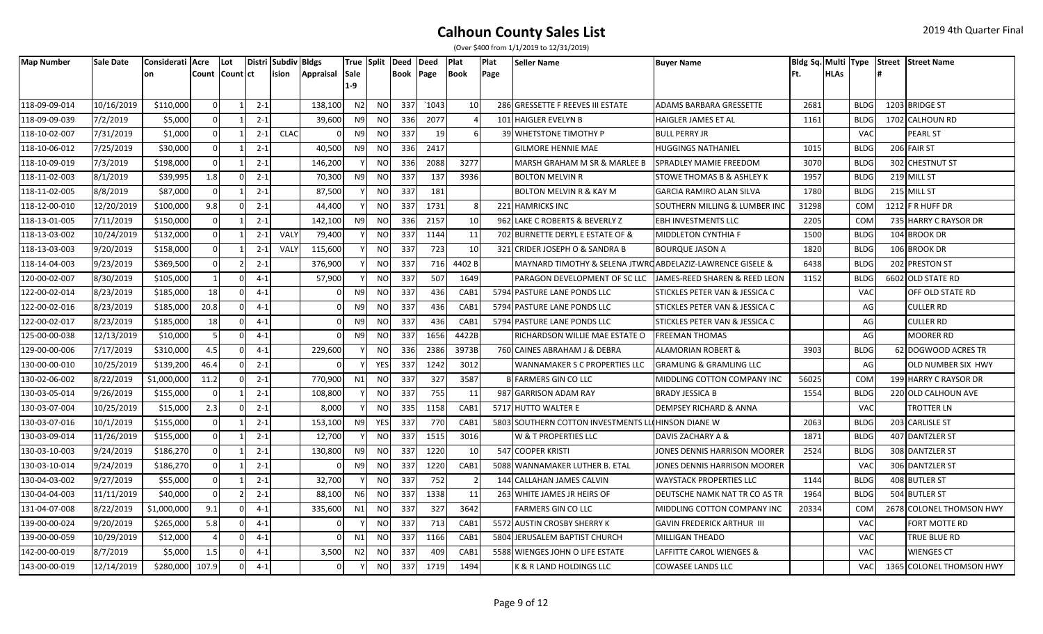# Calhoun County Sales List

2019 4th Quarter Final

(Over $400 from 1/1/2019 to 12/31/2019)

| Map Number | Sale Date | Consideration | Acre Count | Lot Count | District | Subdivision | Bldgs Appraisal | True Sale 1-9 | Split | Deed Book | Deed Page | Plat Book | Plat Page | Seller Name | Buyer Name | Bldg Sq. Ft. | Multi HLAs | Type | Street # | Street Name |
|---|---|---|---|---|---|---|---|---|---|---|---|---|---|---|---|---|---|---|---|---|
| 118-09-09-014 | 10/16/2019 | $110,000 | 0 | 1 | 2-1 | | 138,100 | N2 | NO | 337 | `1043 | 10 | 286 | GRESSETTE F REEVES III ESTATE | ADAMS BARBARA GRESSETTE | 2681 | | BLDG | 1203 | BRIDGE ST |
| 118-09-09-039 | 7/2/2019 | $5,000 | 0 | 1 | 2-1 | | 39,600 | N9 | NO | 336 | 2077 | 4 | 101 | HAIGLER EVELYN B | HAIGLER JAMES ET AL | 1161 | | BLDG | 1702 | CALHOUN RD |
| 118-10-02-007 | 7/31/2019 | $1,000 | 0 | 1 | 2-1 | CLAC | 0 | N9 | NO | 337 | 19 | 6 | 39 | WHETSTONE TIMOTHY P | BULL PERRY JR | | | VAC | | PEARL ST |
| 118-10-06-012 | 7/25/2019 | $30,000 | 0 | 1 | 2-1 | | 40,500 | N9 | NO | 336 | 2417 | | | GILMORE HENNIE MAE | HUGGINGS NATHANIEL | 1015 | | BLDG | 206 | FAIR ST |
| 118-10-09-019 | 7/3/2019 | $198,000 | 0 | 1 | 2-1 | | 146,200 | Y | NO | 336 | 2088 | 3277 | | MARSH GRAHAM M SR & MARLEE B | SPRADLEY MAMIE FREEDOM | 3070 | | BLDG | 302 | CHESTNUT ST |
| 118-11-02-003 | 8/1/2019 | $39,995 | 1.8 | 0 | 2-1 | | 70,300 | N9 | NO | 337 | 137 | 3936 | | BOLTON MELVIN R | STOWE THOMAS B & ASHLEY K | 1957 | | BLDG | 219 | MILL ST |
| 118-11-02-005 | 8/8/2019 | $87,000 | 0 | 1 | 2-1 | | 87,500 | Y | NO | 337 | 181 | | | BOLTON MELVIN R & KAY M | GARCIA RAMIRO ALAN SILVA | 1780 | | BLDG | 215 | MILL ST |
| 118-12-00-010 | 12/20/2019 | $100,000 | 9.8 | 0 | 2-1 | | 44,400 | Y | NO | 337 | 1731 | 8 | 221 | HAMRICKS INC | SOUTHERN MILLING & LUMBER INC | 31298 | | COM | 1212 | F R HUFF DR |
| 118-13-01-005 | 7/11/2019 | $150,000 | 0 | 1 | 2-1 | | 142,100 | N9 | NO | 336 | 2157 | 10 | 962 | LAKE C ROBERTS & BEVERLY Z | EBH INVESTMENTS LLC | 2205 | | COM | 735 | HARRY C RAYSOR DR |
| 118-13-03-002 | 10/24/2019 | $132,000 | 0 | 1 | 2-1 | VALY | 79,400 | Y | NO | 337 | 1144 | 11 | 702 | BURNETTE DERYL E ESTATE OF & | MIDDLETON CYNTHIA F | 1500 | | BLDG | 104 | BROOK DR |
| 118-13-03-003 | 9/20/2019 | $158,000 | 0 | 1 | 2-1 | VALY | 115,600 | Y | NO | 337 | 723 | 10 | 321 | CRIDER JOSEPH O & SANDRA B | BOURQUE JASON A | 1820 | | BLDG | 106 | BROOK DR |
| 118-14-04-003 | 9/23/2019 | $369,500 | 0 | 2 | 2-1 | | 376,900 | Y | NO | 337 | 716 | 4402 B | | MAYNARD TIMOTHY & SELENA JTWRC | ABDELAZIZ-LAWRENCE GISELE & | 6438 | | BLDG | 202 | PRESTON ST |
| 120-00-02-007 | 8/30/2019 | $105,000 | 1 | 0 | 4-1 | | 57,900 | Y | NO | 337 | 507 | 1649 | | PARAGON DEVELOPMENT OF SC LLC | JAMES-REED SHAREN & REED LEON | 1152 | | BLDG | 6602 | OLD STATE RD |
| 122-00-02-014 | 8/23/2019 | $185,000 | 18 | 0 | 4-1 | | 0 | N9 | NO | 337 | 436 | CAB1 | 5794 | PASTURE LANE PONDS LLC | STICKLES PETER VAN & JESSICA C | | | VAC | | OFF OLD STATE RD |
| 122-00-02-016 | 8/23/2019 | $185,000 | 20.8 | 0 | 4-1 | | 0 | N9 | NO | 337 | 436 | CAB1 | 5794 | PASTURE LANE PONDS LLC | STICKLES PETER VAN & JESSICA C | | | AG | | CULLER RD |
| 122-00-02-017 | 8/23/2019 | $185,000 | 18 | 0 | 4-1 | | 0 | N9 | NO | 337 | 436 | CAB1 | 5794 | PASTURE LANE PONDS LLC | STICKLES PETER VAN & JESSICA C | | | AG | | CULLER RD |
| 125-00-00-038 | 12/13/2019 | $10,000 | 5 | 0 | 4-1 | | 0 | N9 | NO | 337 | 1656 | 4422B | | RICHARDSON WILLIE MAE ESTATE O | FREEMAN THOMAS | | | AG | | MOORER RD |
| 129-00-00-006 | 7/17/2019 | $310,000 | 4.5 | 0 | 4-1 | | 229,600 | Y | NO | 336 | 2386 | 3973B | 760 | CAINES ABRAHAM J & DEBRA | ALAMORIAN ROBERT & | 3903 | | BLDG | 62 | DOGWOOD ACRES TR |
| 130-00-00-010 | 10/25/2019 | $139,200 | 46.4 | 0 | 2-1 | | 0 | Y | YES | 337 | 1242 | 3012 | | WANNAMAKER S C PROPERTIES LLC | GRAMLING & GRAMLING LLC | | | AG | | OLD NUMBER SIX HWY |
| 130-02-06-002 | 8/22/2019 | $1,000,000 | 11.2 | 0 | 2-1 | | 770,900 | N1 | NO | 337 | 327 | 3587 | B | FARMERS GIN CO LLC | MIDDLING COTTON COMPANY INC | 56025 | | COM | 199 | HARRY C RAYSOR DR |
| 130-03-05-014 | 9/26/2019 | $155,000 | 0 | 1 | 2-1 | | 108,800 | Y | NO | 337 | 755 | 11 | 987 | GARRISON ADAM RAY | BRADY JESSICA B | 1554 | | BLDG | 220 | OLD CALHOUN AVE |
| 130-03-07-004 | 10/25/2019 | $15,000 | 2.3 | 0 | 2-1 | | 8,000 | Y | NO | 335 | 1158 | CAB1 | 5717 | HUTTO WALTER E | DEMPSEY RICHARD & ANNA | | | VAC | | TROTTER LN |
| 130-03-07-016 | 10/1/2019 | $155,000 | 0 | 1 | 2-1 | | 153,100 | N9 | YES | 337 | 770 | CAB1 | 5803 | SOUTHERN COTTON INVESTMENTS LL | HINSON DIANE W | 2063 | | BLDG | 203 | CARLISLE ST |
| 130-03-09-014 | 11/26/2019 | $155,000 | 0 | 1 | 2-1 | | 12,700 | Y | NO | 337 | 1515 | 3016 | | W & T PROPERTIES LLC | DAVIS ZACHARY A & | 1871 | | BLDG | 407 | DANTZLER ST |
| 130-03-10-003 | 9/24/2019 | $186,270 | 0 | 1 | 2-1 | | 130,800 | N9 | NO | 337 | 1220 | 10 | 547 | COOPER KRISTI | JONES DENNIS HARRISON MOORER | 2524 | | BLDG | 308 | DANTZLER ST |
| 130-03-10-014 | 9/24/2019 | $186,270 | 0 | 1 | 2-1 | | 0 | N9 | NO | 337 | 1220 | CAB1 | 5088 | WANNAMAKER LUTHER B. ETAL | JONES DENNIS HARRISON MOORER | | | VAC | 306 | DANTZLER ST |
| 130-04-03-002 | 9/27/2019 | $55,000 | 0 | 1 | 2-1 | | 32,700 | Y | NO | 337 | 752 | 2 | 144 | CALLAHAN JAMES CALVIN | WAYSTACK PROPERTIES LLC | 1144 | | BLDG | 408 | BUTLER ST |
| 130-04-04-003 | 11/11/2019 | $40,000 | 0 | 2 | 2-1 | | 88,100 | N6 | NO | 337 | 1338 | 11 | 263 | WHITE JAMES JR HEIRS OF | DEUTSCHE NAMK NAT TR CO AS TR | 1964 | | BLDG | 504 | BUTLER ST |
| 131-04-07-008 | 8/22/2019 | $1,000,000 | 9.1 | 0 | 4-1 | | 335,600 | N1 | NO | 337 | 327 | 3642 | | FARMERS GIN CO LLC | MIDDLING COTTON COMPANY INC | 20334 | | COM | 2678 | COLONEL THOMSON HWY |
| 139-00-00-024 | 9/20/2019 | $265,000 | 5.8 | 0 | 4-1 | | 0 | Y | NO | 337 | 713 | CAB1 | 5572 | AUSTIN CROSBY SHERRY K | GAVIN FREDERICK ARTHUR III | | | VAC | | FORT MOTTE RD |
| 139-00-00-059 | 10/29/2019 | $12,000 | 4 | 0 | 4-1 | | 0 | N1 | NO | 337 | 1166 | CAB1 | 5804 | JERUSALEM BAPTIST CHURCH | MILLIGAN THEADO | | | VAC | | TRUE BLUE RD |
| 142-00-00-019 | 8/7/2019 | $5,000 | 1.5 | 0 | 4-1 | | 3,500 | N2 | NO | 337 | 409 | CAB1 | 5588 | WIENGES JOHN O LIFE ESTATE | LAFFITTE CAROL WIENGES & | | | VAC | | WIENGES CT |
| 143-00-00-019 | 12/14/2019 | $280,000 | 107.9 | 0 | 4-1 | | 0 | Y | NO | 337 | 1719 | 1494 | | K & R LAND HOLDINGS LLC | COWASEE LANDS LLC | | | VAC | 1365 | COLONEL THOMSON HWY |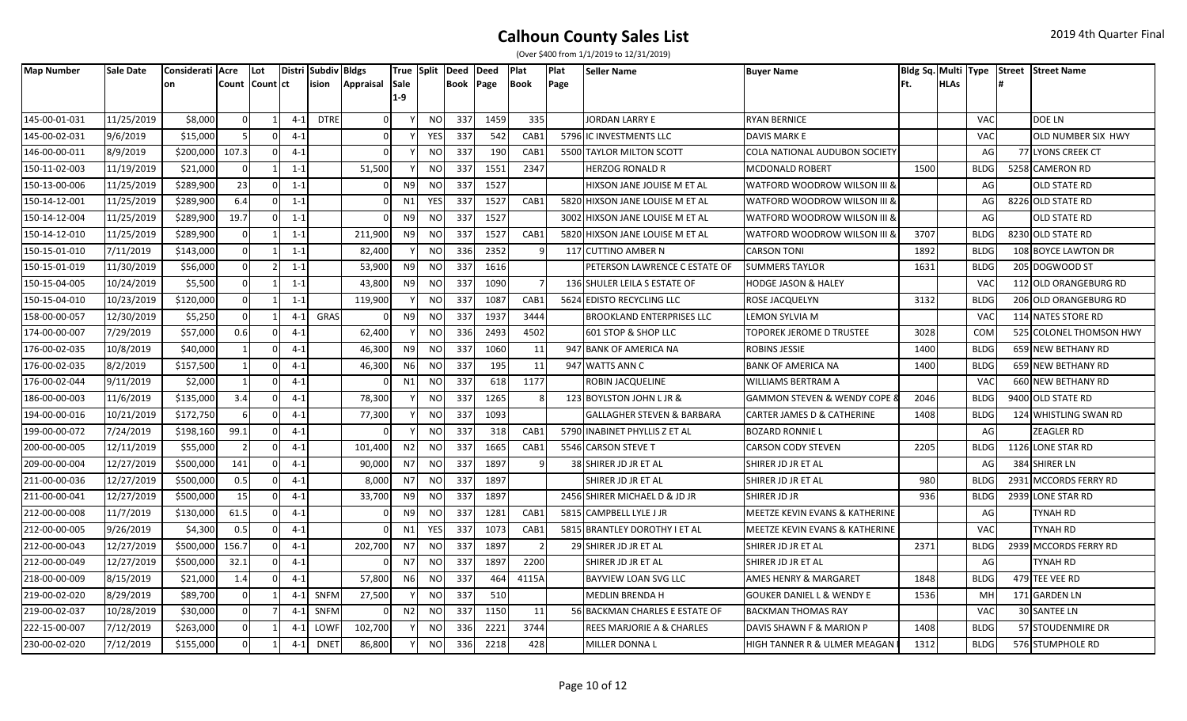# Calhoun County Sales List

2019 4th Quarter Final

(Over $400 from 1/1/2019 to 12/31/2019)

| Map Number | Sale Date | Consideration | Acre Count | Lot Count | District | Subdivision | Bldgs Appraisal | True Sale 1-9 | Split | Deed Book | Deed Page | Plat Book | Plat Page | Seller Name | Buyer Name | Bldg Sq. Ft. | Multi HLAs | Type | Street # | Street Name |
|---|---|---|---|---|---|---|---|---|---|---|---|---|---|---|---|---|---|---|---|---|
| 145-00-01-031 | 11/25/2019 | $8,000 | 0 | 1 | 4-1 | DTRE | 0 | Y | NO | 337 | 1459 | 335 | | JORDAN LARRY E | RYAN BERNICE | | | VAC | | DOE LN |
| 145-00-02-031 | 9/6/2019 | $15,000 | 5 | 0 | 4-1 | | 0 | Y | YES | 337 | 542 | CAB1 | 5796 | IC INVESTMENTS LLC | DAVIS MARK E | | | VAC | | OLD NUMBER SIX HWY |
| 146-00-00-011 | 8/9/2019 | $200,000 | 107.3 | 0 | 4-1 | | 0 | Y | NO | 337 | 190 | CAB1 | 5500 | TAYLOR MILTON SCOTT | COLA NATIONAL AUDUBON SOCIETY | | | AG | 77 | LYONS CREEK CT |
| 150-11-02-003 | 11/19/2019 | $21,000 | 0 | 1 | 1-1 | | 51,500 | Y | NO | 337 | 1551 | 2347 | | HERZOG RONALD R | MCDONALD ROBERT | 1500 | | BLDG | 5258 | CAMERON RD |
| 150-13-00-006 | 11/25/2019 | $289,900 | 23 | 0 | 1-1 | | 0 | N9 | NO | 337 | 1527 | | | HIXSON JANE JOUISE M ET AL | WATFORD WOODROW WILSON III & | | | AG | | OLD STATE RD |
| 150-14-12-001 | 11/25/2019 | $289,900 | 6.4 | 0 | 1-1 | | 0 | N1 | YES | 337 | 1527 | CAB1 | 5820 | HIXSON JANE LOUISE M ET AL | WATFORD WOODROW WILSON III & | | | AG | 8226 | OLD STATE RD |
| 150-14-12-004 | 11/25/2019 | $289,900 | 19.7 | 0 | 1-1 | | 0 | N9 | NO | 337 | 1527 | | 3002 | HIXSON JANE LOUISE M ET AL | WATFORD WOODROW WILSON III & | | | AG | | OLD STATE RD |
| 150-14-12-010 | 11/25/2019 | $289,900 | 0 | 1 | 1-1 | | 211,900 | N9 | NO | 337 | 1527 | CAB1 | 5820 | HIXSON JANE LOUISE M ET AL | WATFORD WOODROW WILSON III & | 3707 | | BLDG | 8230 | OLD STATE RD |
| 150-15-01-010 | 7/11/2019 | $143,000 | 0 | 1 | 1-1 | | 82,400 | Y | NO | 336 | 2352 | 9 | 117 | CUTTINO AMBER N | CARSON TONI | 1892 | | BLDG | 108 | BOYCE LAWTON DR |
| 150-15-01-019 | 11/30/2019 | $56,000 | 0 | 2 | 1-1 | | 53,900 | N9 | NO | 337 | 1616 | | | PETERSON LAWRENCE C ESTATE OF | SUMMERS TAYLOR | 1631 | | BLDG | 205 | DOGWOOD ST |
| 150-15-04-005 | 10/24/2019 | $5,500 | 0 | 1 | 1-1 | | 43,800 | N9 | NO | 337 | 1090 | 7 | 136 | SHULER LEILA S ESTATE OF | HODGE JASON & HALEY | | | VAC | 112 | OLD ORANGEBURG RD |
| 150-15-04-010 | 10/23/2019 | $120,000 | 0 | 1 | 1-1 | | 119,900 | Y | NO | 337 | 1087 | CAB1 | 5624 | EDISTO RECYCLING LLC | ROSE JACQUELYN | 3132 | | BLDG | 206 | OLD ORANGEBURG RD |
| 158-00-00-057 | 12/30/2019 | $5,250 | 0 | 1 | 4-1 | GRAS | 0 | N9 | NO | 337 | 1937 | 3444 | | BROOKLAND ENTERPRISES LLC | LEMON SYLVIA M | | | VAC | 114 | NATES STORE RD |
| 174-00-00-007 | 7/29/2019 | $57,000 | 0.6 | 0 | 4-1 | | 62,400 | Y | NO | 336 | 2493 | 4502 | | 601 STOP & SHOP LLC | TOPOREK JEROME D TRUSTEE | 3028 | | COM | 525 | COLONEL THOMSON HWY |
| 176-00-02-035 | 10/8/2019 | $40,000 | 1 | 0 | 4-1 | | 46,300 | N9 | NO | 337 | 1060 | 11 | 947 | BANK OF AMERICA NA | ROBINS JESSIE | 1400 | | BLDG | 659 | NEW BETHANY RD |
| 176-00-02-035 | 8/2/2019 | $157,500 | 1 | 0 | 4-1 | | 46,300 | N6 | NO | 337 | 195 | 11 | 947 | WATTS ANN C | BANK OF AMERICA NA | 1400 | | BLDG | 659 | NEW BETHANY RD |
| 176-00-02-044 | 9/11/2019 | $2,000 | 1 | 0 | 4-1 | | 0 | N1 | NO | 337 | 618 | 1177 | | ROBIN JACQUELINE | WILLIAMS BERTRAM A | | | VAC | 660 | NEW BETHANY RD |
| 186-00-00-003 | 11/6/2019 | $135,000 | 3.4 | 0 | 4-1 | | 78,300 | Y | NO | 337 | 1265 | 8 | 123 | BOYLSTON JOHN L JR & | GAMMON STEVEN & WENDY COPE & | 2046 | | BLDG | 9400 | OLD STATE RD |
| 194-00-00-016 | 10/21/2019 | $172,750 | 6 | 0 | 4-1 | | 77,300 | Y | NO | 337 | 1093 | | | GALLAGHER STEVEN & BARBARA | CARTER JAMES D & CATHERINE | 1408 | | BLDG | 124 | WHISTLING SWAN RD |
| 199-00-00-072 | 7/24/2019 | $198,160 | 99.1 | 0 | 4-1 | | 0 | Y | NO | 337 | 318 | CAB1 | 5790 | INABINET PHYLLIS Z ET AL | BOZARD RONNIE L | | | AG | | ZEAGLER RD |
| 200-00-00-005 | 12/11/2019 | $55,000 | 2 | 0 | 4-1 | | 101,400 | N2 | NO | 337 | 1665 | CAB1 | 5546 | CARSON STEVE T | CARSON CODY STEVEN | 2205 | | BLDG | 1126 | LONE STAR RD |
| 209-00-00-004 | 12/27/2019 | $500,000 | 141 | 0 | 4-1 | | 90,000 | N7 | NO | 337 | 1897 | 9 | 38 | SHIRER JD JR ET AL | SHIRER JD JR ET AL | | | AG | 384 | SHIRER LN |
| 211-00-00-036 | 12/27/2019 | $500,000 | 0.5 | 0 | 4-1 | | 8,000 | N7 | NO | 337 | 1897 | | | SHIRER JD JR ET AL | SHIRER JD JR ET AL | 980 | | BLDG | 2931 | MCCORDS FERRY RD |
| 211-00-00-041 | 12/27/2019 | $500,000 | 15 | 0 | 4-1 | | 33,700 | N9 | NO | 337 | 1897 | | 2456 | SHIRER MICHAEL D & JD JR | SHIRER JD JR | 936 | | BLDG | 2939 | LONE STAR RD |
| 212-00-00-008 | 11/7/2019 | $130,000 | 61.5 | 0 | 4-1 | | 0 | N9 | NO | 337 | 1281 | CAB1 | 5815 | CAMPBELL LYLE J JR | MEETZE KEVIN EVANS & KATHERINE | | | AG | | TYNAH RD |
| 212-00-00-005 | 9/26/2019 | $4,300 | 0.5 | 0 | 4-1 | | 0 | N1 | YES | 337 | 1073 | CAB1 | 5815 | BRANTLEY DOROTHY I ET AL | MEETZE KEVIN EVANS & KATHERINE | | | VAC | | TYNAH RD |
| 212-00-00-043 | 12/27/2019 | $500,000 | 156.7 | 0 | 4-1 | | 202,700 | N7 | NO | 337 | 1897 | 2 | 29 | SHIRER JD JR ET AL | SHIRER JD JR ET AL | 2371 | | BLDG | 2939 | MCCORDS FERRY RD |
| 212-00-00-049 | 12/27/2019 | $500,000 | 32.1 | 0 | 4-1 | | 0 | N7 | NO | 337 | 1897 | 2200 | | SHIRER JD JR ET AL | SHIRER JD JR ET AL | | | AG | | TYNAH RD |
| 218-00-00-009 | 8/15/2019 | $21,000 | 1.4 | 0 | 4-1 | | 57,800 | N6 | NO | 337 | 464 | 4115A | | BAYVIEW LOAN SVG LLC | AMES HENRY & MARGARET | 1848 | | BLDG | 479 | TEE VEE RD |
| 219-00-02-020 | 8/29/2019 | $89,700 | 0 | 1 | 4-1 | SNFM | 27,500 | Y | NO | 337 | 510 | | | MEDLIN BRENDA H | GOUKER DANIEL L & WENDY E | 1536 | | MH | 171 | GARDEN LN |
| 219-00-02-037 | 10/28/2019 | $30,000 | 0 | 7 | 4-1 | SNFM | 0 | N2 | NO | 337 | 1150 | 11 | 56 | BACKMAN CHARLES E ESTATE OF | BACKMAN THOMAS RAY | | | VAC | 30 | SANTEE LN |
| 222-15-00-007 | 7/12/2019 | $263,000 | 0 | 1 | 4-1 | LOWF | 102,700 | Y | NO | 336 | 2221 | 3744 | | REES MARJORIE A & CHARLES | DAVIS SHAWN F & MARION P | 1408 | | BLDG | 57 | STOUDENMIRE DR |
| 230-00-02-020 | 7/12/2019 | $155,000 | 0 | 1 | 4-1 | DNET | 86,800 | Y | NO | 336 | 2218 | 428 | | MILLER DONNA L | HIGH TANNER R & ULMER MEAGAN | 1312 | | BLDG | 576 | STUMPHOLE RD |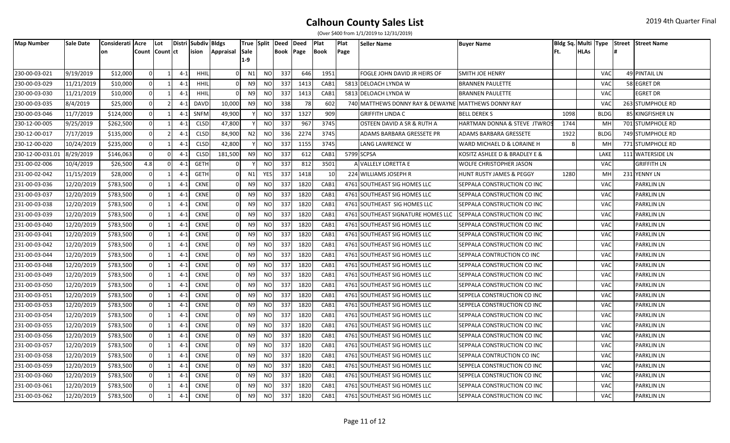# Calhoun County Sales List

2019 4th Quarter Final

(Over $400 from 1/1/2019 to 12/31/2019)

| Map Number | Sale Date | Consideration | Acre Count | Lot Count | District | Subdivision | Bldgs Appraisal | True Sale 1-9 | Split | Deed Book | Deed Page | Plat Book | Plat Page | Seller Name | Buyer Name | Bldg Sq. Ft. | Multi HLAs | Type | Street # | Street Name |
|---|---|---|---|---|---|---|---|---|---|---|---|---|---|---|---|---|---|---|---|---|
| 230-00-03-021 | 9/19/2019 | $12,000 | 0 | 1 | 4-1 | HHIL | 0 | N1 | NO | 337 | 646 | 1951 | | FOGLE JOHN DAVID JR HEIRS OF | SMITH JOE HENRY | | | VAC | 49 | PINTAIL LN |
| 230-00-03-029 | 11/21/2019 | $10,000 | 0 | 1 | 4-1 | HHIL | 0 | N9 | NO | 337 | 1413 | CAB1 | 5813 | DELOACH LYNDA W | BRANNEN PAULETTE | | | VAC | 58 | EGRET DR |
| 230-00-03-030 | 11/21/2019 | $10,000 | 0 | 1 | 4-1 | HHIL | 0 | N9 | NO | 337 | 1413 | CAB1 | 5813 | DELOACH LYNDA W | BRANNEN PAULETTE | | | VAC | | EGRET DR |
| 230-00-03-035 | 8/4/2019 | $25,000 | 0 | 2 | 4-1 | DAVD | 10,000 | N9 | NO | 338 | 78 | 602 | 740 | MATTHEWS DONNY RAY & DEWAYNE | MATTHEWS DONNY RAY | | | VAC | 263 | STUMPHOLE RD |
| 230-00-03-046 | 11/7/2019 | $124,000 | 0 | 1 | 4-1 | SNFM | 49,900 | Y | NO | 337 | 1327 | 909 | | GRIFFITH LINDA C | BELL DEREK S | 1098 | | BLDG | 85 | KINGFISHER LN |
| 230-12-00-005 | 9/25/2019 | $262,500 | 0 | 1 | 4-1 | CLSD | 47,800 | Y | NO | 337 | 967 | 3745 | | OSTEEN DAVID A SR & RUTH A | HARTMAN DONNA & STEVE JTWROS | 1744 | | MH | 701 | STUMPHOLE RD |
| 230-12-00-017 | 7/17/2019 | $135,000 | 0 | 2 | 4-1 | CLSD | 84,900 | N2 | NO | 336 | 2274 | 3745 | | ADAMS BARBARA GRESSETE PR | ADAMS BARBARA GRESSETE | 1922 | | BLDG | 749 | STUMPHOLE RD |
| 230-12-00-020 | 10/24/2019 | $235,000 | 0 | 1 | 4-1 | CLSD | 42,800 | Y | NO | 337 | 1155 | 3745 | | LANG LAWRENCE W | WARD MICHAEL D & LORAINE H | 8 | | MH | 771 | STUMPHOLE RD |
| 230-12-00-031.01 | 8/29/2019 | $146,063 | 0 | 0 | 4-1 | CLSD | 181,500 | N9 | NO | 337 | 612 | CAB1 | 5799 | SCPSA | KOSITZ ASHLEE D & BRADLEY E & | | | LAKE | 111 | WATERSIDE LN |
| 231-00-02-006 | 10/4/2019 | $26,500 | 4.8 | 0 | 4-1 | GETH | 0 | Y | NO | 337 | 812 | 3501 | A | VALLELY LORETTA E | WOLFE CHRISTOPHER JASON | | | VAC | | GRIFFITH LN |
| 231-00-02-042 | 11/15/2019 | $28,000 | 0 | 1 | 4-1 | GETH | 0 | N1 | YES | 337 | 1418 | 10 | 224 | WILLIAMS JOSEPH R | HUNT RUSTY JAMES & PEGGY | 1280 | | MH | 231 | YENNY LN |
| 231-00-03-036 | 12/20/2019 | $783,500 | 0 | 1 | 4-1 | CKNE | 0 | N9 | NO | 337 | 1820 | CAB1 | 4761 | SOUTHEAST SIG HOMES LLC | SEPPALA CONSTRUCTION CO INC | | | VAC | | PARKLIN LN |
| 231-00-03-037 | 12/20/2019 | $783,500 | 0 | 1 | 4-1 | CKNE | 0 | N9 | NO | 337 | 1820 | CAB1 | 4761 | SOUTHEAST SIG HOMES LLC | SEPPALA CONSTRUCTION CO INC | | | VAC | | PARKLIN LN |
| 231-00-03-038 | 12/20/2019 | $783,500 | 0 | 1 | 4-1 | CKNE | 0 | N9 | NO | 337 | 1820 | CAB1 | 4761 | SOUTHEAST SIG HOMES LLC | SEPPALA CONSTRUCTION CO INC | | | VAC | | PARKLIN LN |
| 231-00-03-039 | 12/20/2019 | $783,500 | 0 | 1 | 4-1 | CKNE | 0 | N9 | NO | 337 | 1820 | CAB1 | 4761 | SOUTHEAST SIGNATURE HOMES LLC | SEPPALA CONSTRUCTION CO INC | | | VAC | | PARKLIN LN |
| 231-00-03-040 | 12/20/2019 | $783,500 | 0 | 1 | 4-1 | CKNE | 0 | N9 | NO | 337 | 1820 | CAB1 | 4761 | SOUTHEAST SIG HOMES LLC | SEPPALA CONSTRUCTION CO INC | | | VAC | | PARKLIN LN |
| 231-00-03-041 | 12/20/2019 | $783,500 | 0 | 1 | 4-1 | CKNE | 0 | N9 | NO | 337 | 1820 | CAB1 | 4761 | SOUTHEAST SIG HOMES LLC | SEPPALA CONSTRUCTION CO INC | | | VAC | | PARKLIN LN |
| 231-00-03-042 | 12/20/2019 | $783,500 | 0 | 1 | 4-1 | CKNE | 0 | N9 | NO | 337 | 1820 | CAB1 | 4761 | SOUTHEAST SIG HOMES LLC | SEPPALA CONSTRUCTION CO INC | | | VAC | | PARKLIN LN |
| 231-00-03-044 | 12/20/2019 | $783,500 | 0 | 1 | 4-1 | CKNE | 0 | N9 | NO | 337 | 1820 | CAB1 | 4761 | SOUTHEAST SIG HOMES LLC | SEPPALA CONTRUCTION CO INC | | | VAC | | PARKLIN LN |
| 231-00-03-048 | 12/20/2019 | $783,500 | 0 | 1 | 4-1 | CKNE | 0 | N9 | NO | 337 | 1820 | CAB1 | 4761 | SOUTHEAST SIG HOMES LLC | SEPPALA CONSTRUCTION CO INC | | | VAC | | PARKLIN LN |
| 231-00-03-049 | 12/20/2019 | $783,500 | 0 | 1 | 4-1 | CKNE | 0 | N9 | NO | 337 | 1820 | CAB1 | 4761 | SOUTHEAST SIG HOMES LLC | SEPPALA CONSTRUCTION CO INC | | | VAC | | PARKLIN LN |
| 231-00-03-050 | 12/20/2019 | $783,500 | 0 | 1 | 4-1 | CKNE | 0 | N9 | NO | 337 | 1820 | CAB1 | 4761 | SOUTHEAST SIG HOMES LLC | SEPPALA CONSTRUCTION CO INC | | | VAC | | PARKLIN LN |
| 231-00-03-051 | 12/20/2019 | $783,500 | 0 | 1 | 4-1 | CKNE | 0 | N9 | NO | 337 | 1820 | CAB1 | 4761 | SOUTHEAST SIG HOMES LLC | SEPPELA CONSTRUCTION CO INC | | | VAC | | PARKLIN LN |
| 231-00-03-053 | 12/20/2019 | $783,500 | 0 | 1 | 4-1 | CKNE | 0 | N9 | NO | 337 | 1820 | CAB1 | 4761 | SOUTHEAST SIG HOMES LLC | SEPPELA CONSTRUCTION CO INC | | | VAC | | PARKLIN LN |
| 231-00-03-054 | 12/20/2019 | $783,500 | 0 | 1 | 4-1 | CKNE | 0 | N9 | NO | 337 | 1820 | CAB1 | 4761 | SOUTHEAST SIG HOMES LLC | SEPPALA CONSTRUCTION CO INC | | | VAC | | PARKLIN LN |
| 231-00-03-055 | 12/20/2019 | $783,500 | 0 | 1 | 4-1 | CKNE | 0 | N9 | NO | 337 | 1820 | CAB1 | 4761 | SOUTHEAST SIG HOMES LLC | SEPPALA CONSTRUCTION CO INC | | | VAC | | PARKLIN LN |
| 231-00-03-056 | 12/20/2019 | $783,500 | 0 | 1 | 4-1 | CKNE | 0 | N9 | NO | 337 | 1820 | CAB1 | 4761 | SOUTHEAST SIG HOMES LLC | SEPPALA CONSTRUCTION CO INC | | | VAC | | PARKLIN LN |
| 231-00-03-057 | 12/20/2019 | $783,500 | 0 | 1 | 4-1 | CKNE | 0 | N9 | NO | 337 | 1820 | CAB1 | 4761 | SOUTHEAST SIG HOMES LLC | SEPPALA CONSTRUCTION CO INC | | | VAC | | PARKLIN LN |
| 231-00-03-058 | 12/20/2019 | $783,500 | 0 | 1 | 4-1 | CKNE | 0 | N9 | NO | 337 | 1820 | CAB1 | 4761 | SOUTHEAST SIG HOMES LLC | SEPPALA CONTRUCTION CO INC | | | VAC | | PARKLIN LN |
| 231-00-03-059 | 12/20/2019 | $783,500 | 0 | 1 | 4-1 | CKNE | 0 | N9 | NO | 337 | 1820 | CAB1 | 4761 | SOUTHEAST SIG HOMES LLC | SEPPELA CONSTRUCTION CO INC | | | VAC | | PARKLIN LN |
| 231-00-03-060 | 12/20/2019 | $783,500 | 0 | 1 | 4-1 | CKNE | 0 | N9 | NO | 337 | 1820 | CAB1 | 4761 | SOUTHEAST SIG HOMES LLC | SEPPELA CONSTRUCTION CO INC | | | VAC | | PARKLIN LN |
| 231-00-03-061 | 12/20/2019 | $783,500 | 0 | 1 | 4-1 | CKNE | 0 | N9 | NO | 337 | 1820 | CAB1 | 4761 | SOUTHEAST SIG HOMES LLC | SEPPALA CONSTRUCTION CO INC | | | VAC | | PARKLIN LN |
| 231-00-03-062 | 12/20/2019 | $783,500 | 0 | 1 | 4-1 | CKNE | 0 | N9 | NO | 337 | 1820 | CAB1 | 4761 | SOUTHEAST SIG HOMES LLC | SEPPALA CONSTRUCTION CO INC | | | VAC | | PARKLIN LN |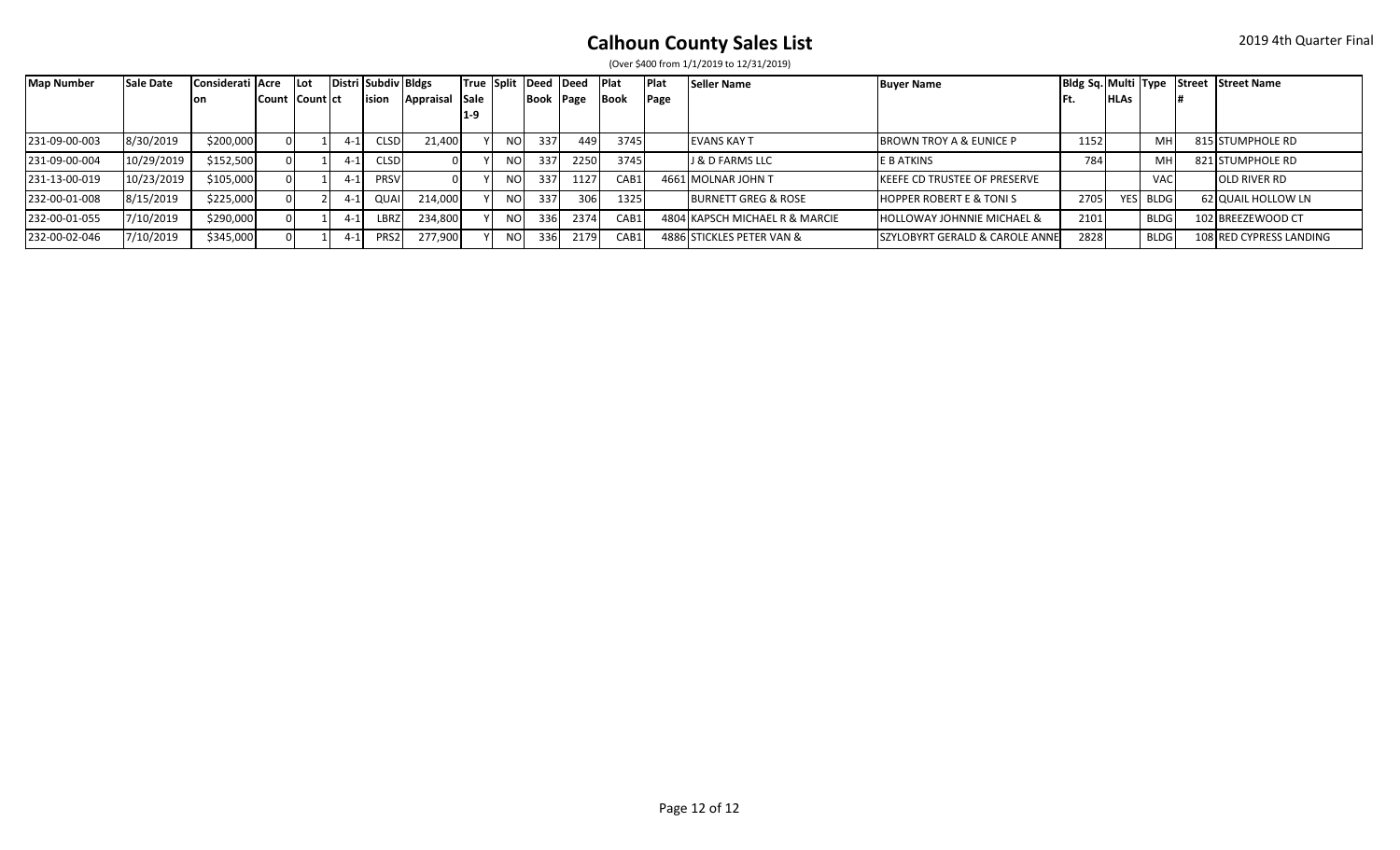# Calhoun County Sales List

2019 4th Quarter Final

(Over $400 from 1/1/2019 to 12/31/2019)

| Map Number | Sale Date | Consideration | Acre Count | Lot Count | District | Subdivision | Bldgs Appraisal | True Sale 1-9 | Split | Deed Book | Deed Page | Plat Book | Plat Page | Seller Name | Buyer Name | Bldg Sq. Ft. | Multi HLAs | Type | Street # | Street Name |
|---|---|---|---|---|---|---|---|---|---|---|---|---|---|---|---|---|---|---|---|---|
| 231-09-00-003 | 8/30/2019 | $200,000 | 0 | 1 | 4-1 | CLSD | 21,400 | Y | NO | 337 | 449 | 3745 | | EVANS KAY T | BROWN TROY A & EUNICE P | 1152 | | MH | 815 | STUMPHOLE RD |
| 231-09-00-004 | 10/29/2019 | $152,500 | 0 | 1 | 4-1 | CLSD | 0 | Y | NO | 337 | 2250 | 3745 | | J & D FARMS LLC | E B ATKINS | 784 | | MH | 821 | STUMPHOLE RD |
| 231-13-00-019 | 10/23/2019 | $105,000 | 0 | 1 | 4-1 | PRSV | 0 | Y | NO | 337 | 1127 | CAB1 | 4661 | MOLNAR JOHN T | KEEFE CD TRUSTEE OF PRESERVE | | | VAC | | OLD RIVER RD |
| 232-00-01-008 | 8/15/2019 | $225,000 | 0 | 2 | 4-1 | QUAI | 214,000 | Y | NO | 337 | 306 | 1325 | | BURNETT GREG & ROSE | HOPPER ROBERT E & TONI S | 2705 | YES | BLDG | 62 | QUAIL HOLLOW LN |
| 232-00-01-055 | 7/10/2019 | $290,000 | 0 | 1 | 4-1 | LBRZ | 234,800 | Y | NO | 336 | 2374 | CAB1 | 4804 | KAPSCH MICHAEL R & MARCIE | HOLLOWAY JOHNNIE MICHAEL & | 2101 | | BLDG | 102 | BREEZEWOOD CT |
| 232-00-02-046 | 7/10/2019 | $345,000 | 0 | 1 | 4-1 | PRS2 | 277,900 | Y | NO | 336 | 2179 | CAB1 | 4886 | STICKLES PETER VAN & | SZYLOBYRT GERALD & CAROLE ANNE | 2828 | | BLDG | 108 | RED CYPRESS LANDING |